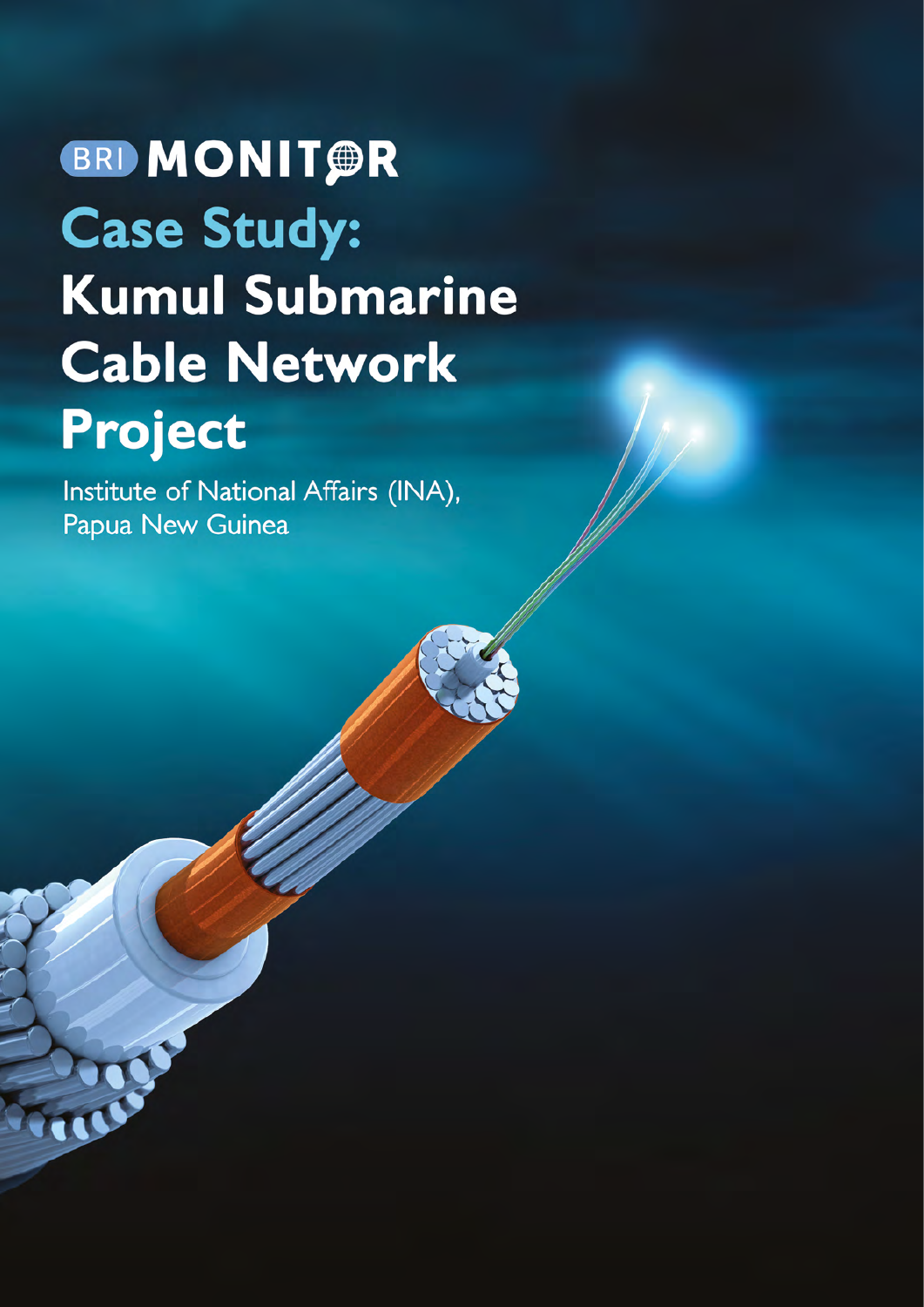BRI MONITOR

# Case Study: Kumul Submarine Cable Network Project

Institute of National Affairs (INA), Papua New Guinea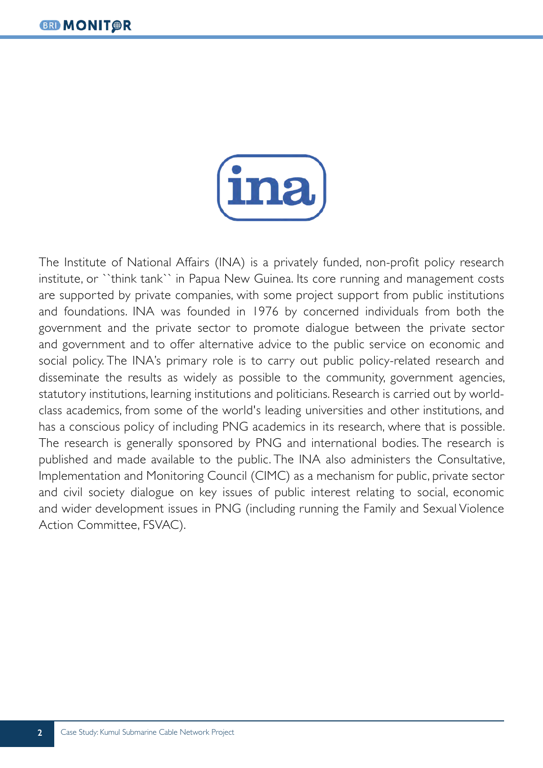The Institute of National Affairs (INA) is a privately funded, non-profit policy research institute, or ``think tank`` in Papua New Guinea. Its core running and management costs are supported by private companies, with some project support from public institutions and foundations. INA was founded in 1976 by concerned individuals from both the government and the private sector to promote dialogue between the private sector and government and to offer alternative advice to the public service on economic and social policy. The INA's primary role is to carry out public policy-related research and disseminate the results as widely as possible to the community, government agencies, statutory institutions, learning institutions and politicians. Research is carried out by world-class academics, from some of the world's leading universities and other institutions, and has a conscious policy of including PNG academics in its research, where that is possible. The research is generally sponsored by PNG and international bodies. The research is published and made available to the public. The INA also administers the Consultative, Implementation and Monitoring Council (CIMC) as a mechanism for public, private sector and civil society dialogue on key issues of public interest relating to social, economic and wider development issues in PNG (including running the Family and Sexual Violence Action Committee, FSVAC).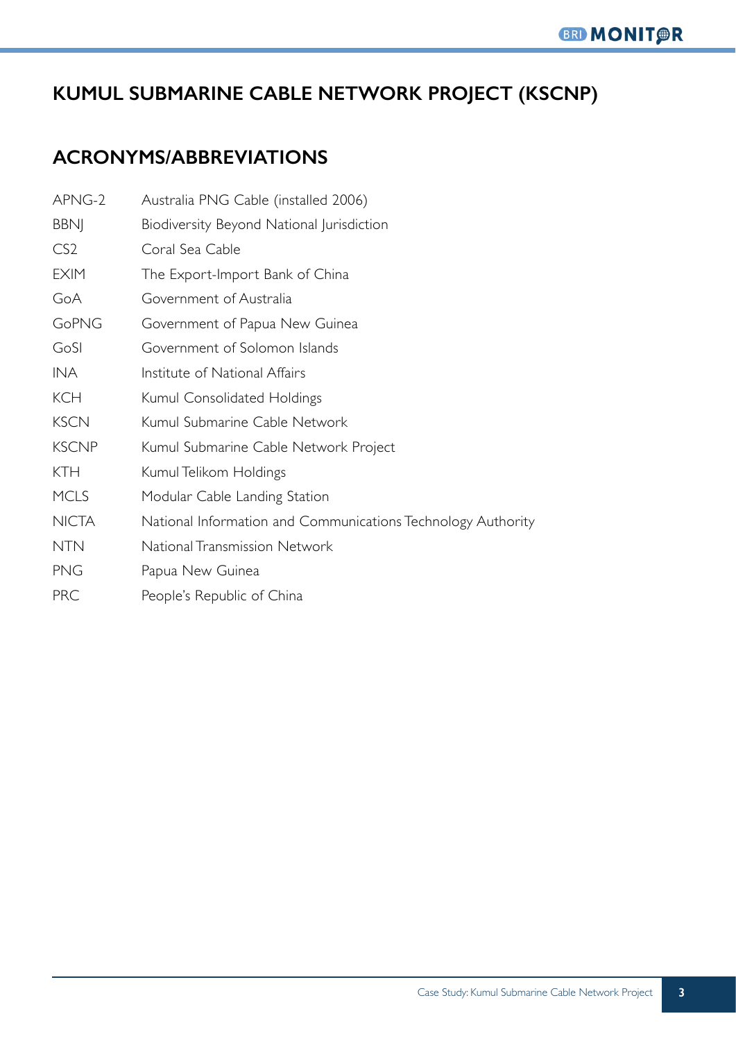# KUMUL SUBMARINE CABLE NETWORK PROJECT (KSCNP)

## ACRONYMS/ABBREVIATIONS

| | |
|---|---|
| APNG-2 | Australia PNG Cable (installed 2006) |
| BBNJ | Biodiversity Beyond National Jurisdiction |
| CS2 | Coral Sea Cable |
| EXIM | The Export-Import Bank of China |
| GoA | Government of Australia |
| GoPNG | Government of Papua New Guinea |
| GoSI | Government of Solomon Islands |
| INA | Institute of National Affairs |
| KCH | Kumul Consolidated Holdings |
| KSCN | Kumul Submarine Cable Network |
| KSCNP | Kumul Submarine Cable Network Project |
| KTH | Kumul Telikom Holdings |
| MCLS | Modular Cable Landing Station |
| NICTA | National Information and Communications Technology Authority |
| NTN | National Transmission Network |
| PNG | Papua New Guinea |
| PRC | People's Republic of China |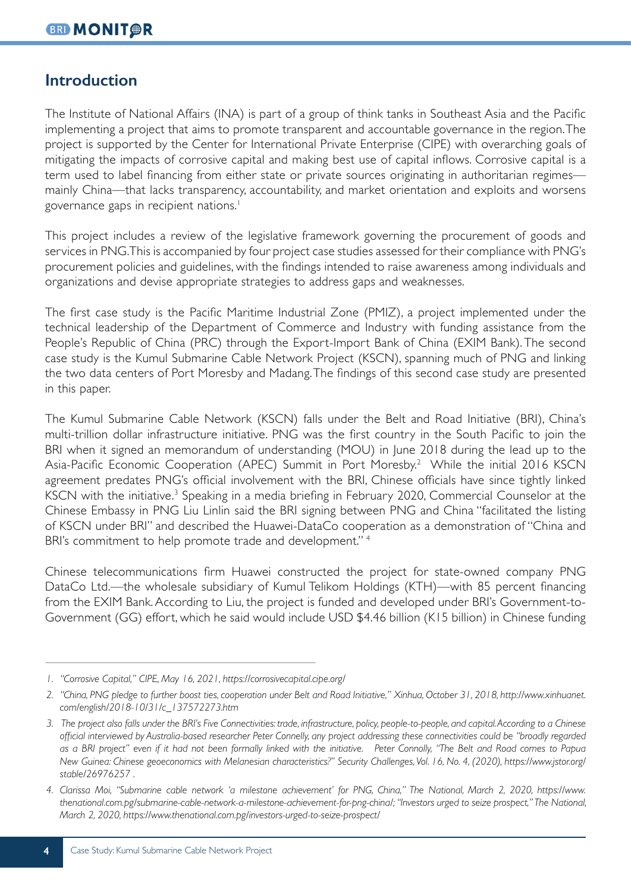## Introduction

The Institute of National Affairs (INA) is part of a group of think tanks in Southeast Asia and the Pacific implementing a project that aims to promote transparent and accountable governance in the region. The project is supported by the Center for International Private Enterprise (CIPE) with overarching goals of mitigating the impacts of corrosive capital and making best use of capital inflows. Corrosive capital is a term used to label financing from either state or private sources originating in authoritarian regimes—mainly China—that lacks transparency, accountability, and market orientation and exploits and worsens governance gaps in recipient nations.[1]

This project includes a review of the legislative framework governing the procurement of goods and services in PNG. This is accompanied by four project case studies assessed for their compliance with PNG's procurement policies and guidelines, with the findings intended to raise awareness among individuals and organizations and devise appropriate strategies to address gaps and weaknesses.

The first case study is the Pacific Maritime Industrial Zone (PMIZ), a project implemented under the technical leadership of the Department of Commerce and Industry with funding assistance from the People's Republic of China (PRC) through the Export-Import Bank of China (EXIM Bank). The second case study is the Kumul Submarine Cable Network Project (KSCN), spanning much of PNG and linking the two data centers of Port Moresby and Madang. The findings of this second case study are presented in this paper.

The Kumul Submarine Cable Network (KSCN) falls under the Belt and Road Initiative (BRI), China's multi-trillion dollar infrastructure initiative. PNG was the first country in the South Pacific to join the BRI when it signed an memorandum of understanding (MOU) in June 2018 during the lead up to the Asia-Pacific Economic Cooperation (APEC) Summit in Port Moresby.[2] While the initial 2016 KSCN agreement predates PNG's official involvement with the BRI, Chinese officials have since tightly linked KSCN with the initiative.[3] Speaking in a media briefing in February 2020, Commercial Counselor at the Chinese Embassy in PNG Liu Linlin said the BRI signing between PNG and China "facilitated the listing of KSCN under BRI" and described the Huawei-DataCo cooperation as a demonstration of "China and BRI's commitment to help promote trade and development."[4]

Chinese telecommunications firm Huawei constructed the project for state-owned company PNG DataCo Ltd.—the wholesale subsidiary of Kumul Telikom Holdings (KTH)—with 85 percent financing from the EXIM Bank. According to Liu, the project is funded and developed under BRI's Government-to-Government (GG) effort, which he said would include USD $4.46 billion (K15 billion) in Chinese funding

---

*1. "Corrosive Capital," CIPE, May 16, 2021, https://corrosivecapital.cipe.org/*

*2. "China, PNG pledge to further boost ties, cooperation under Belt and Road Initiative," Xinhua, October 31, 2018, http://www.xinhuanet.com/english/2018-10/31/c_137572273.htm*

*3. The project also falls under the BRI's Five Connectivities: trade, infrastructure, policy, people-to-people, and capital. According to a Chinese official interviewed by Australia-based researcher Peter Connelly, any project addressing these connectivities could be "broadly regarded as a BRI project" even if it had not been formally linked with the initiative. Peter Connolly, "The Belt and Road comes to Papua New Guinea: Chinese geoeconomics with Melanesian characteristics?" Security Challenges, Vol. 16, No. 4, (2020), https://www.jstor.org/stable/26976257 .*

*4. Clarissa Moi, "Submarine cable network 'a milestone achievement' for PNG, China," The National, March 2, 2020, https://www.thenational.com.pg/submarine-cable-network-a-milestone-achievement-for-png-china/; "Investors urged to seize prospect," The National, March 2, 2020, https://www.thenational.com.pg/investors-urged-to-seize-prospect/*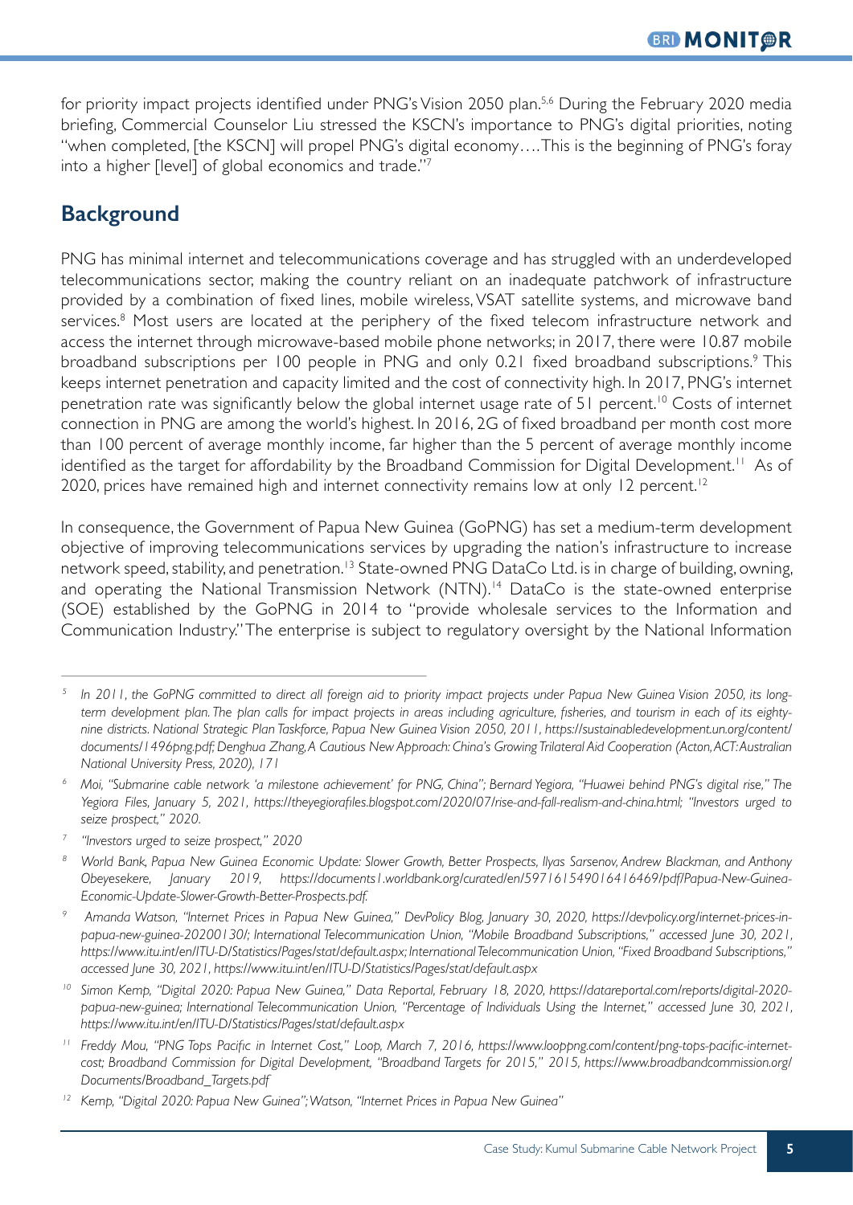for priority impact projects identified under PNG's Vision 2050 plan.[5,6] During the February 2020 media briefing, Commercial Counselor Liu stressed the KSCN's importance to PNG's digital priorities, noting "when completed, [the KSCN] will propel PNG's digital economy….This is the beginning of PNG's foray into a higher [level] of global economics and trade."[7]

## Background

PNG has minimal internet and telecommunications coverage and has struggled with an underdeveloped telecommunications sector, making the country reliant on an inadequate patchwork of infrastructure provided by a combination of fixed lines, mobile wireless, VSAT satellite systems, and microwave band services.[8] Most users are located at the periphery of the fixed telecom infrastructure network and access the internet through microwave-based mobile phone networks; in 2017, there were 10.87 mobile broadband subscriptions per 100 people in PNG and only 0.21 fixed broadband subscriptions.[9] This keeps internet penetration and capacity limited and the cost of connectivity high. In 2017, PNG's internet penetration rate was significantly below the global internet usage rate of 51 percent.[10] Costs of internet connection in PNG are among the world's highest. In 2016, 2G of fixed broadband per month cost more than 100 percent of average monthly income, far higher than the 5 percent of average monthly income identified as the target for affordability by the Broadband Commission for Digital Development.[11] As of 2020, prices have remained high and internet connectivity remains low at only 12 percent.[12]

In consequence, the Government of Papua New Guinea (GoPNG) has set a medium-term development objective of improving telecommunications services by upgrading the nation's infrastructure to increase network speed, stability, and penetration.[13] State-owned PNG DataCo Ltd. is in charge of building, owning, and operating the National Transmission Network (NTN).[14] DataCo is the state-owned enterprise (SOE) established by the GoPNG in 2014 to "provide wholesale services to the Information and Communication Industry." The enterprise is subject to regulatory oversight by the National Information

---

[5] *In 2011, the GoPNG committed to direct all foreign aid to priority impact projects under Papua New Guinea Vision 2050, its long-term development plan. The plan calls for impact projects in areas including agriculture, fisheries, and tourism in each of its eighty-nine districts. National Strategic Plan Taskforce, Papua New Guinea Vision 2050, 2011, https://sustainabledevelopment.un.org/content/documents/1496png.pdf; Denghua Zhang, A Cautious New Approach: China's Growing Trilateral Aid Cooperation (Acton, ACT: Australian National University Press, 2020), 171*

[6] *Moi, "Submarine cable network 'a milestone achievement' for PNG, China"; Bernard Yegiora, "Huawei behind PNG's digital rise," The Yegiora Files, January 5, 2021, https://theyegiorafiles.blogspot.com/2020/07/rise-and-fall-realism-and-china.html; "Investors urged to seize prospect," 2020.*

[7] *"Investors urged to seize prospect," 2020*

[8] *World Bank, Papua New Guinea Economic Update: Slower Growth, Better Prospects, Ilyas Sarsenov, Andrew Blackman, and Anthony Obeyesekere, January 2019, https://documents1.worldbank.org/curated/en/597161549016416469/pdf/Papua-New-Guinea-Economic-Update-Slower-Growth-Better-Prospects.pdf.*

[9] *Amanda Watson, "Internet Prices in Papua New Guinea," DevPolicy Blog, January 30, 2020, https://devpolicy.org/internet-prices-in-papua-new-guinea-20200130/; International Telecommunication Union, "Mobile Broadband Subscriptions," accessed June 30, 2021, https://www.itu.int/en/ITU-D/Statistics/Pages/stat/default.aspx; International Telecommunication Union, "Fixed Broadband Subscriptions," accessed June 30, 2021, https://www.itu.int/en/ITU-D/Statistics/Pages/stat/default.aspx*

[10] *Simon Kemp, "Digital 2020: Papua New Guinea," Data Reportal, February 18, 2020, https://datareportal.com/reports/digital-2020-papua-new-guinea; International Telecommunication Union, "Percentage of Individuals Using the Internet," accessed June 30, 2021, https://www.itu.int/en/ITU-D/Statistics/Pages/stat/default.aspx*

[11] *Freddy Mou, "PNG Tops Pacific in Internet Cost," Loop, March 7, 2016, https://www.looppng.com/content/png-tops-pacific-internet-cost; Broadband Commission for Digital Development, "Broadband Targets for 2015," 2015, https://www.broadbandcommission.org/Documents/Broadband_Targets.pdf*

[12] *Kemp, "Digital 2020: Papua New Guinea"; Watson, "Internet Prices in Papua New Guinea"*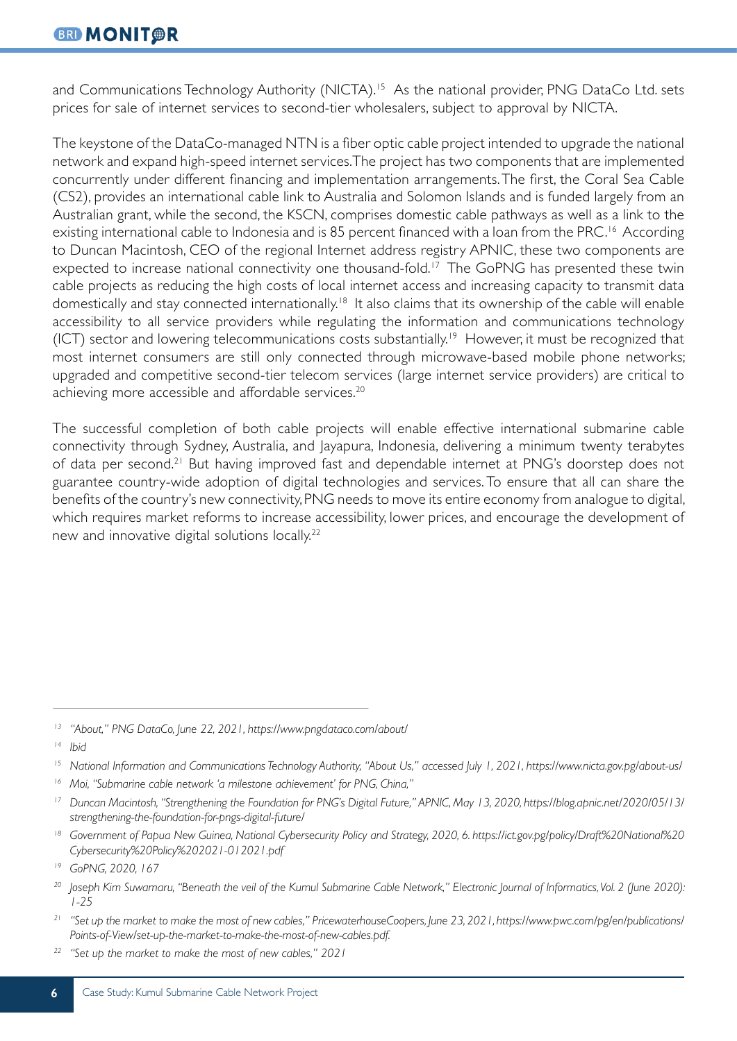and Communications Technology Authority (NICTA).[15] As the national provider, PNG DataCo Ltd. sets prices for sale of internet services to second-tier wholesalers, subject to approval by NICTA.

The keystone of the DataCo-managed NTN is a fiber optic cable project intended to upgrade the national network and expand high-speed internet services. The project has two components that are implemented concurrently under different financing and implementation arrangements. The first, the Coral Sea Cable (CS2), provides an international cable link to Australia and Solomon Islands and is funded largely from an Australian grant, while the second, the KSCN, comprises domestic cable pathways as well as a link to the existing international cable to Indonesia and is 85 percent financed with a loan from the PRC.[16] According to Duncan Macintosh, CEO of the regional Internet address registry APNIC, these two components are expected to increase national connectivity one thousand-fold.[17] The GoPNG has presented these twin cable projects as reducing the high costs of local internet access and increasing capacity to transmit data domestically and stay connected internationally.[18] It also claims that its ownership of the cable will enable accessibility to all service providers while regulating the information and communications technology (ICT) sector and lowering telecommunications costs substantially.[19] However, it must be recognized that most internet consumers are still only connected through microwave-based mobile phone networks; upgraded and competitive second-tier telecom services (large internet service providers) are critical to achieving more accessible and affordable services.[20]

The successful completion of both cable projects will enable effective international submarine cable connectivity through Sydney, Australia, and Jayapura, Indonesia, delivering a minimum twenty terabytes of data per second.[21] But having improved fast and dependable internet at PNG's doorstep does not guarantee country-wide adoption of digital technologies and services. To ensure that all can share the benefits of the country's new connectivity, PNG needs to move its entire economy from analogue to digital, which requires market reforms to increase accessibility, lower prices, and encourage the development of new and innovative digital solutions locally.[22]

---

[13] "About," PNG DataCo, June 22, 2021, https://www.pngdataco.com/about/

[14] Ibid

[15] National Information and Communications Technology Authority, "About Us," accessed July 1, 2021, https://www.nicta.gov.pg/about-us/

[16] Moi, "Submarine cable network 'a milestone achievement' for PNG, China,"

[17] Duncan Macintosh, "Strengthening the Foundation for PNG's Digital Future," APNIC, May 13, 2020, https://blog.apnic.net/2020/05/13/strengthening-the-foundation-for-pngs-digital-future/

[18] Government of Papua New Guinea, National Cybersecurity Policy and Strategy, 2020, 6. https://ict.gov.pg/policy/Draft%20National%20Cybersecurity%20Policy%202021-012021.pdf

[19] GoPNG, 2020, 167

[20] Joseph Kim Suwamaru, "Beneath the veil of the Kumul Submarine Cable Network," Electronic Journal of Informatics, Vol. 2 (June 2020): 1-25

[21] "Set up the market to make the most of new cables," PricewaterhouseCoopers, June 23, 2021, https://www.pwc.com/pg/en/publications/Points-of-View/set-up-the-market-to-make-the-most-of-new-cables.pdf.

[22] "Set up the market to make the most of new cables," 2021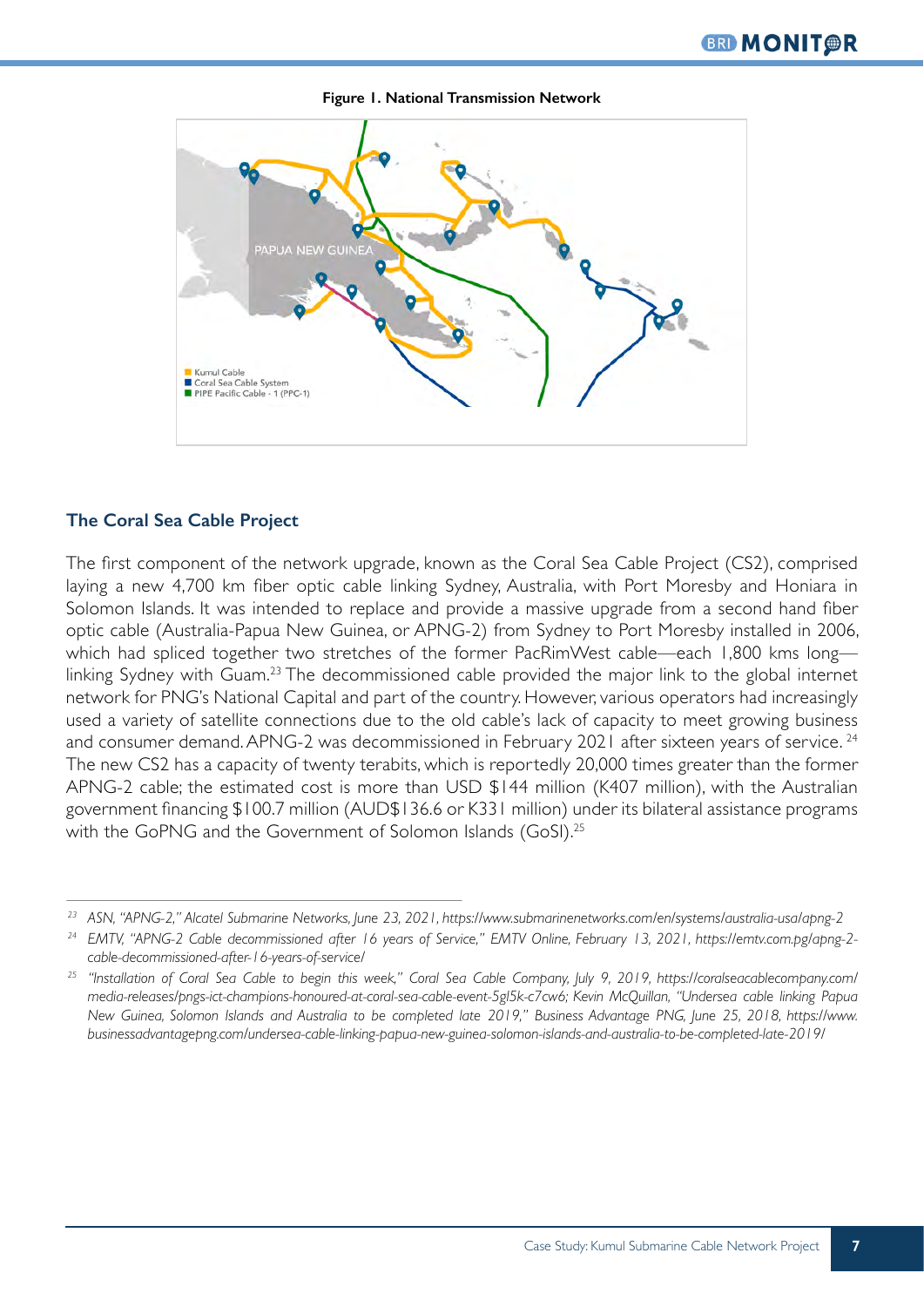**Figure 1. National Transmission Network**

PAPUA NEW GUINEA

- Kumul Cable
- Coral Sea Cable System
- PIPE Pacific Cable - 1 (PPC-1)

## The Coral Sea Cable Project

The first component of the network upgrade, known as the Coral Sea Cable Project (CS2), comprised laying a new 4,700 km fiber optic cable linking Sydney, Australia, with Port Moresby and Honiara in Solomon Islands. It was intended to replace and provide a massive upgrade from a second hand fiber optic cable (Australia-Papua New Guinea, or APNG-2) from Sydney to Port Moresby installed in 2006, which had spliced together two stretches of the former PacRimWest cable—each 1,800 kms long—linking Sydney with Guam.[23] The decommissioned cable provided the major link to the global internet network for PNG's National Capital and part of the country. However, various operators had increasingly used a variety of satellite connections due to the old cable's lack of capacity to meet growing business and consumer demand. APNG-2 was decommissioned in February 2021 after sixteen years of service. [24] The new CS2 has a capacity of twenty terabits, which is reportedly 20,000 times greater than the former APNG-2 cable; the estimated cost is more than USD $144 million (K407 million), with the Australian government financing $100.7 million (AUD$136.6 or K331 million) under its bilateral assistance programs with the GoPNG and the Government of Solomon Islands (GoSI).[25]

---

[23] *ASN, "APNG-2," Alcatel Submarine Networks, June 23, 2021, https://www.submarinenetworks.com/en/systems/australia-usa/apng-2*

[24] *EMTV, "APNG-2 Cable decommissioned after 16 years of Service," EMTV Online, February 13, 2021, https://emtv.com.pg/apng-2-cable-decommissioned-after-16-years-of-service/*

[25] *"Installation of Coral Sea Cable to begin this week," Coral Sea Cable Company, July 9, 2019, https://coralseacablecompany.com/media-releases/pngs-ict-champions-honoured-at-coral-sea-cable-event-5gl5k-c7cw6; Kevin McQuillan, "Undersea cable linking Papua New Guinea, Solomon Islands and Australia to be completed late 2019," Business Advantage PNG, June 25, 2018, https://www.businessadvantagepng.com/undersea-cable-linking-papua-new-guinea-solomon-islands-and-australia-to-be-completed-late-2019/*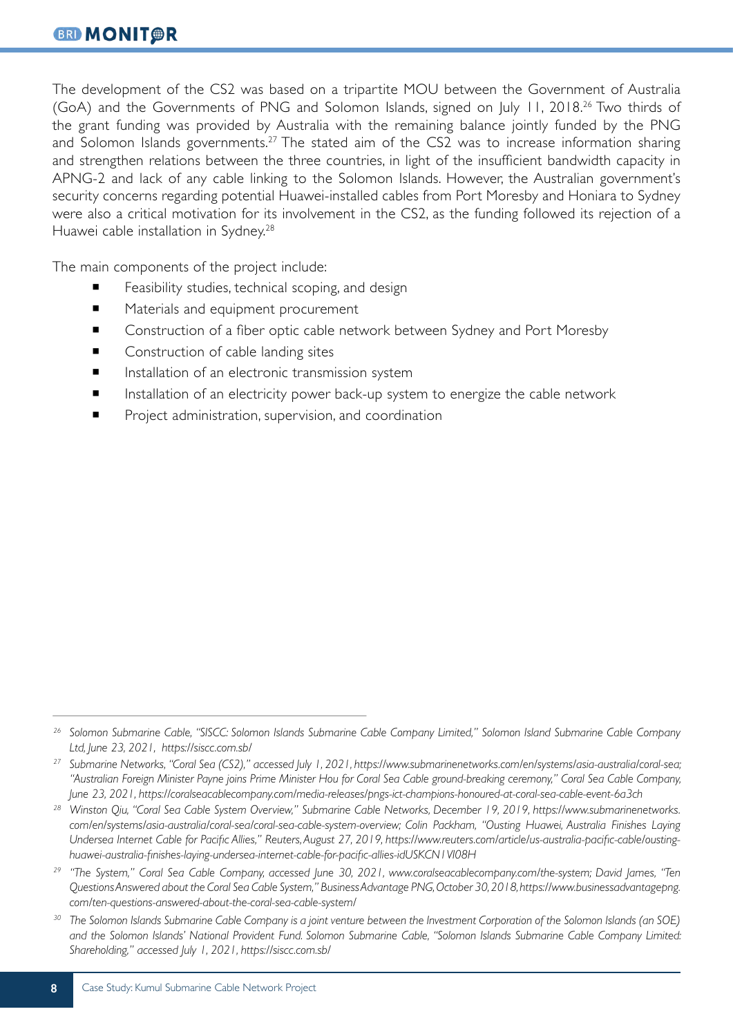The development of the CS2 was based on a tripartite MOU between the Government of Australia (GoA) and the Governments of PNG and Solomon Islands, signed on July 11, 2018.[26] Two thirds of the grant funding was provided by Australia with the remaining balance jointly funded by the PNG and Solomon Islands governments.[27] The stated aim of the CS2 was to increase information sharing and strengthen relations between the three countries, in light of the insufficient bandwidth capacity in APNG-2 and lack of any cable linking to the Solomon Islands. However, the Australian government's security concerns regarding potential Huawei-installed cables from Port Moresby and Honiara to Sydney were also a critical motivation for its involvement in the CS2, as the funding followed its rejection of a Huawei cable installation in Sydney.[28]

The main components of the project include:

- Feasibility studies, technical scoping, and design
- Materials and equipment procurement
- Construction of a fiber optic cable network between Sydney and Port Moresby
- Construction of cable landing sites
- Installation of an electronic transmission system
- Installation of an electricity power back-up system to energize the cable network
- Project administration, supervision, and coordination

---

[26] *Solomon Submarine Cable, "SISCC: Solomon Islands Submarine Cable Company Limited," Solomon Island Submarine Cable Company Ltd, June 23, 2021, https://siscc.com.sb/*

[27] *Submarine Networks, "Coral Sea (CS2)," accessed July 1, 2021, https://www.submarinenetworks.com/en/systems/asia-australia/coral-sea; "Australian Foreign Minister Payne joins Prime Minister Hou for Coral Sea Cable ground-breaking ceremony," Coral Sea Cable Company, June 23, 2021, https://coralseacablecompany.com/media-releases/pngs-ict-champions-honoured-at-coral-sea-cable-event-6a3ch*

[28] *Winston Qiu, "Coral Sea Cable System Overview," Submarine Cable Networks, December 19, 2019, https://www.submarinenetworks.com/en/systems/asia-australia/coral-sea/coral-sea-cable-system-overview; Colin Packham, "Ousting Huawei, Australia Finishes Laying Undersea Internet Cable for Pacific Allies," Reuters, August 27, 2019, https://www.reuters.com/article/us-australia-pacific-cable/ousting-huawei-australia-finishes-laying-undersea-internet-cable-for-pacific-allies-idUSKCN1VI08H*

[29] *"The System," Coral Sea Cable Company, accessed June 30, 2021, www.coralseacablecompany.com/the-system; David James, "Ten Questions Answered about the Coral Sea Cable System," Business Advantage PNG, October 30, 2018, https://www.businessadvantagepng.com/ten-questions-answered-about-the-coral-sea-cable-system/*

[30] *The Solomon Islands Submarine Cable Company is a joint venture between the Investment Corporation of the Solomon Islands (an SOE) and the Solomon Islands' National Provident Fund. Solomon Submarine Cable, "Solomon Islands Submarine Cable Company Limited: Shareholding," accessed July 1, 2021, https://siscc.com.sb/*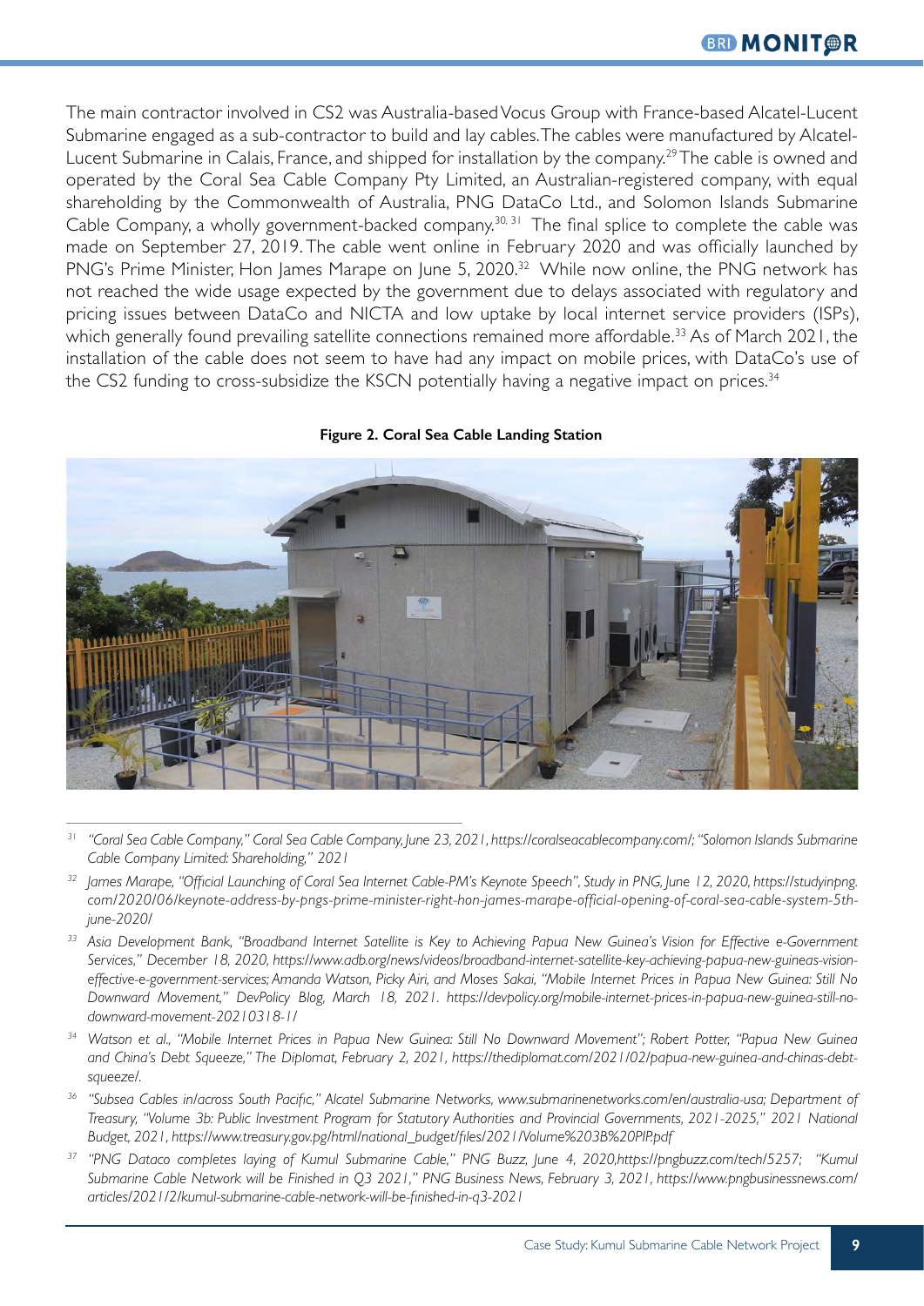The main contractor involved in CS2 was Australia-based Vocus Group with France-based Alcatel-Lucent Submarine engaged as a sub-contractor to build and lay cables. The cables were manufactured by Alcatel-Lucent Submarine in Calais, France, and shipped for installation by the company.[29] The cable is owned and operated by the Coral Sea Cable Company Pty Limited, an Australian-registered company, with equal shareholding by the Commonwealth of Australia, PNG DataCo Ltd., and Solomon Islands Submarine Cable Company, a wholly government-backed company.[30, 31] The final splice to complete the cable was made on September 27, 2019. The cable went online in February 2020 and was officially launched by PNG's Prime Minister, Hon James Marape on June 5, 2020.[32] While now online, the PNG network has not reached the wide usage expected by the government due to delays associated with regulatory and pricing issues between DataCo and NICTA and low uptake by local internet service providers (ISPs), which generally found prevailing satellite connections remained more affordable.[33] As of March 2021, the installation of the cable does not seem to have had any impact on mobile prices, with DataCo's use of the CS2 funding to cross-subsidize the KSCN potentially having a negative impact on prices.[34]

**Figure 2. Coral Sea Cable Landing Station**

---

[31] *"Coral Sea Cable Company," Coral Sea Cable Company, June 23, 2021, https://coralseacablecompany.com/; "Solomon Islands Submarine Cable Company Limited: Shareholding," 2021*

[32] *James Marape, "Official Launching of Coral Sea Internet Cable-PM's Keynote Speech", Study in PNG, June 12, 2020, https://studyinpng.com/2020/06/keynote-address-by-pngs-prime-minister-right-hon-james-marape-official-opening-of-coral-sea-cable-system-5th-june-2020/*

[33] *Asia Development Bank, "Broadband Internet Satellite is Key to Achieving Papua New Guinea's Vision for Effective e-Government Services," December 18, 2020, https://www.adb.org/news/videos/broadband-internet-satellite-key-achieving-papua-new-guineas-vision-effective-e-government-services; Amanda Watson, Picky Airi, and Moses Sakai, "Mobile Internet Prices in Papua New Guinea: Still No Downward Movement," DevPolicy Blog, March 18, 2021. https://devpolicy.org/mobile-internet-prices-in-papua-new-guinea-still-no-downward-movement-20210318-1/*

[34] *Watson et al., "Mobile Internet Prices in Papua New Guinea: Still No Downward Movement"; Robert Potter, "Papua New Guinea and China's Debt Squeeze," The Diplomat, February 2, 2021, https://thediplomat.com/2021/02/papua-new-guinea-and-chinas-debt-squeeze/.*

[36] *"Subsea Cables in/across South Pacific," Alcatel Submarine Networks, www.submarinenetworks.com/en/australia-usa; Department of Treasury, "Volume 3b: Public Investment Program for Statutory Authorities and Provincial Governments, 2021-2025," 2021 National Budget, 2021, https://www.treasury.gov.pg/html/national_budget/files/2021/Volume%203B%20PIP.pdf*

[37] *"PNG Dataco completes laying of Kumul Submarine Cable," PNG Buzz, June 4, 2020,https://pngbuzz.com/tech/5257; "Kumul Submarine Cable Network will be Finished in Q3 2021," PNG Business News, February 3, 2021, https://www.pngbusinessnews.com/articles/2021/2/kumul-submarine-cable-network-will-be-finished-in-q3-2021*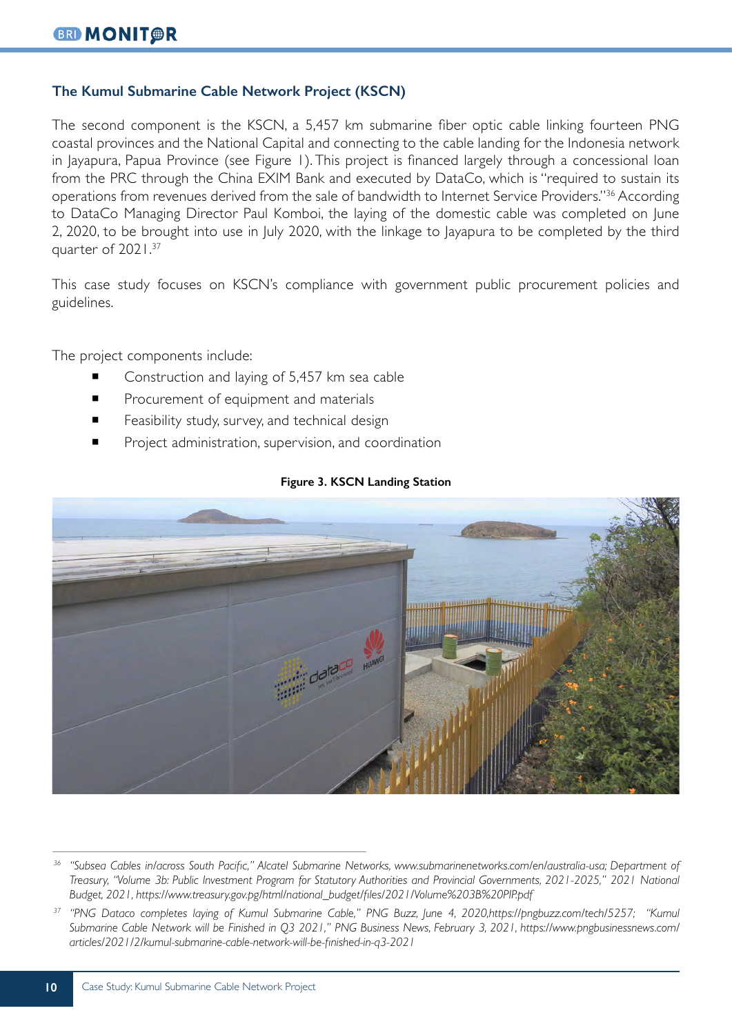### The Kumul Submarine Cable Network Project (KSCN)

The second component is the KSCN, a 5,457 km submarine fiber optic cable linking fourteen PNG coastal provinces and the National Capital and connecting to the cable landing for the Indonesia network in Jayapura, Papua Province (see Figure 1). This project is financed largely through a concessional loan from the PRC through the China EXIM Bank and executed by DataCo, which is "required to sustain its operations from revenues derived from the sale of bandwidth to Internet Service Providers."[36] According to DataCo Managing Director Paul Komboi, the laying of the domestic cable was completed on June 2, 2020, to be brought into use in July 2020, with the linkage to Jayapura to be completed by the third quarter of 2021.[37]

This case study focuses on KSCN's compliance with government public procurement policies and guidelines.

The project components include:

- Construction and laying of 5,457 km sea cable
- Procurement of equipment and materials
- Feasibility study, survey, and technical design
- Project administration, supervision, and coordination

**Figure 3. KSCN Landing Station**

---

[36] *"Subsea Cables in/across South Pacific," Alcatel Submarine Networks, www.submarinenetworks.com/en/australia-usa; Department of Treasury, "Volume 3b: Public Investment Program for Statutory Authorities and Provincial Governments, 2021-2025," 2021 National Budget, 2021, https://www.treasury.gov.pg/html/national_budget/files/2021/Volume%203B%20PIP.pdf*

[37] *"PNG Dataco completes laying of Kumul Submarine Cable," PNG Buzz, June 4, 2020,https://pngbuzz.com/tech/5257; "Kumul Submarine Cable Network will be Finished in Q3 2021," PNG Business News, February 3, 2021, https://www.pngbusinessnews.com/articles/2021/2/kumul-submarine-cable-network-will-be-finished-in-q3-2021*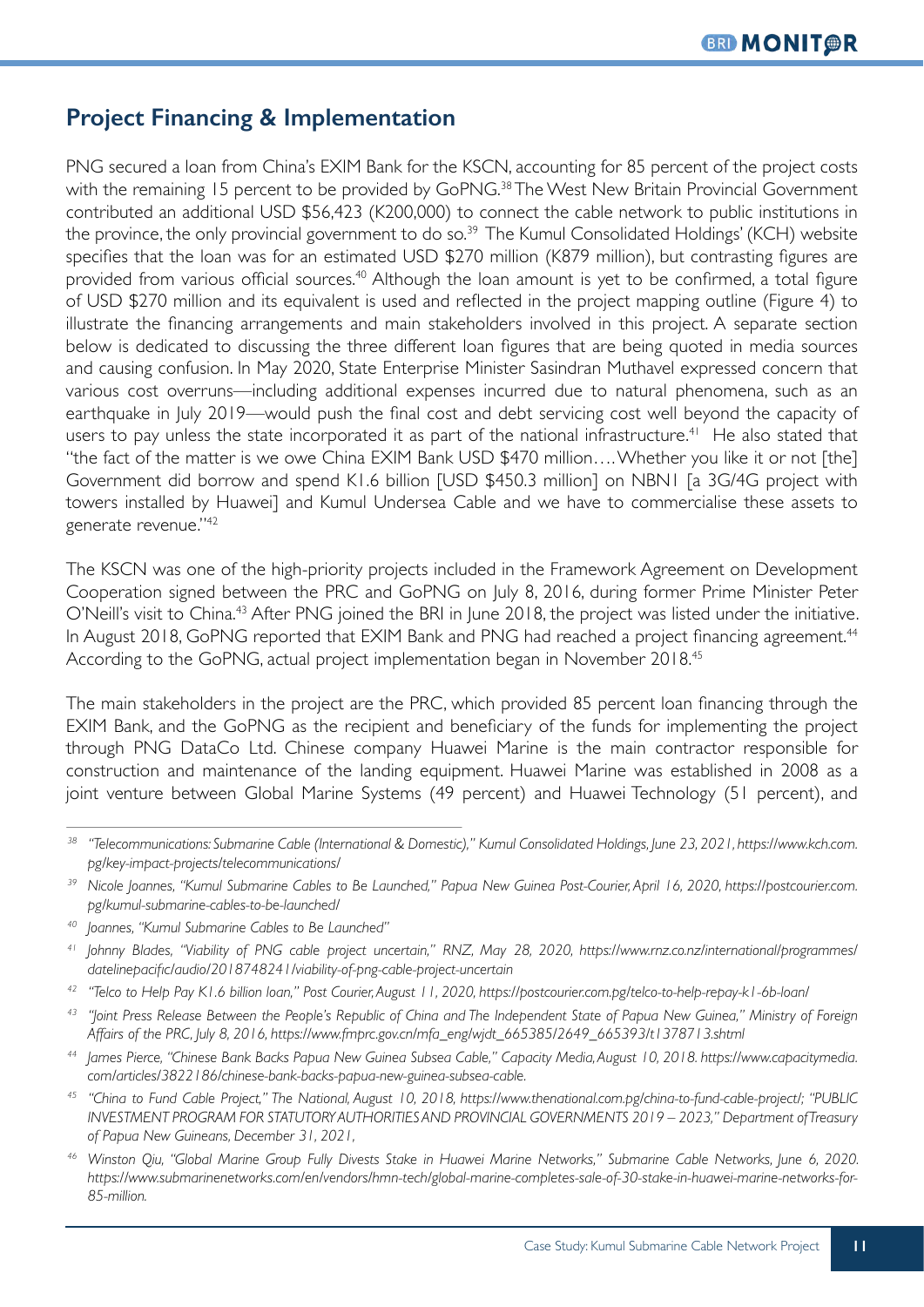## Project Financing & Implementation

PNG secured a loan from China's EXIM Bank for the KSCN, accounting for 85 percent of the project costs with the remaining 15 percent to be provided by GoPNG.[38] The West New Britain Provincial Government contributed an additional USD $56,423 (K200,000) to connect the cable network to public institutions in the province, the only provincial government to do so.[39] The Kumul Consolidated Holdings' (KCH) website specifies that the loan was for an estimated USD $270 million (K879 million), but contrasting figures are provided from various official sources.[40] Although the loan amount is yet to be confirmed, a total figure of USD $270 million and its equivalent is used and reflected in the project mapping outline (Figure 4) to illustrate the financing arrangements and main stakeholders involved in this project. A separate section below is dedicated to discussing the three different loan figures that are being quoted in media sources and causing confusion. In May 2020, State Enterprise Minister Sasindran Muthavel expressed concern that various cost overruns—including additional expenses incurred due to natural phenomena, such as an earthquake in July 2019—would push the final cost and debt servicing cost well beyond the capacity of users to pay unless the state incorporated it as part of the national infrastructure.[41] He also stated that "the fact of the matter is we owe China EXIM Bank USD $470 million…. Whether you like it or not [the] Government did borrow and spend K1.6 billion [USD $450.3 million] on NBN1 [a 3G/4G project with towers installed by Huawei] and Kumul Undersea Cable and we have to commercialise these assets to generate revenue."[42]

The KSCN was one of the high-priority projects included in the Framework Agreement on Development Cooperation signed between the PRC and GoPNG on July 8, 2016, during former Prime Minister Peter O'Neill's visit to China.[43] After PNG joined the BRI in June 2018, the project was listed under the initiative. In August 2018, GoPNG reported that EXIM Bank and PNG had reached a project financing agreement.[44] According to the GoPNG, actual project implementation began in November 2018.[45]

The main stakeholders in the project are the PRC, which provided 85 percent loan financing through the EXIM Bank, and the GoPNG as the recipient and beneficiary of the funds for implementing the project through PNG DataCo Ltd. Chinese company Huawei Marine is the main contractor responsible for construction and maintenance of the landing equipment. Huawei Marine was established in 2008 as a joint venture between Global Marine Systems (49 percent) and Huawei Technology (51 percent), and

---

[38] *"Telecommunications: Submarine Cable (International & Domestic)," Kumul Consolidated Holdings, June 23, 2021, https://www.kch.com.pg/key-impact-projects/telecommunications/*

[39] *Nicole Joannes, "Kumul Submarine Cables to Be Launched," Papua New Guinea Post-Courier, April 16, 2020, https://postcourier.com.pg/kumul-submarine-cables-to-be-launched/*

[40] *Joannes, "Kumul Submarine Cables to Be Launched"*

[41] *Johnny Blades, "Viability of PNG cable project uncertain," RNZ, May 28, 2020, https://www.rnz.co.nz/international/programmes/datelinepacific/audio/2018748241/viability-of-png-cable-project-uncertain*

[42] *"Telco to Help Pay K1.6 billion loan," Post Courier, August 11, 2020, https://postcourier.com.pg/telco-to-help-repay-k1-6b-loan/*

[43] *"Joint Press Release Between the People's Republic of China and The Independent State of Papua New Guinea," Ministry of Foreign Affairs of the PRC, July 8, 2016, https://www.fmprc.gov.cn/mfa_eng/wjdt_665385/2649_665393/t1378713.shtml*

[44] *James Pierce, "Chinese Bank Backs Papua New Guinea Subsea Cable," Capacity Media, August 10, 2018. https://www.capacitymedia.com/articles/3822186/chinese-bank-backs-papua-new-guinea-subsea-cable.*

[45] *"China to Fund Cable Project," The National, August 10, 2018, https://www.thenational.com.pg/china-to-fund-cable-project/; "PUBLIC INVESTMENT PROGRAM FOR STATUTORY AUTHORITIES AND PROVINCIAL GOVERNMENTS 2019 – 2023," Department of Treasury of Papua New Guineans, December 31, 2021,*

[46] *Winston Qiu, "Global Marine Group Fully Divests Stake in Huawei Marine Networks," Submarine Cable Networks, June 6, 2020. https://www.submarinenetworks.com/en/vendors/hmn-tech/global-marine-completes-sale-of-30-stake-in-huawei-marine-networks-for-85-million.*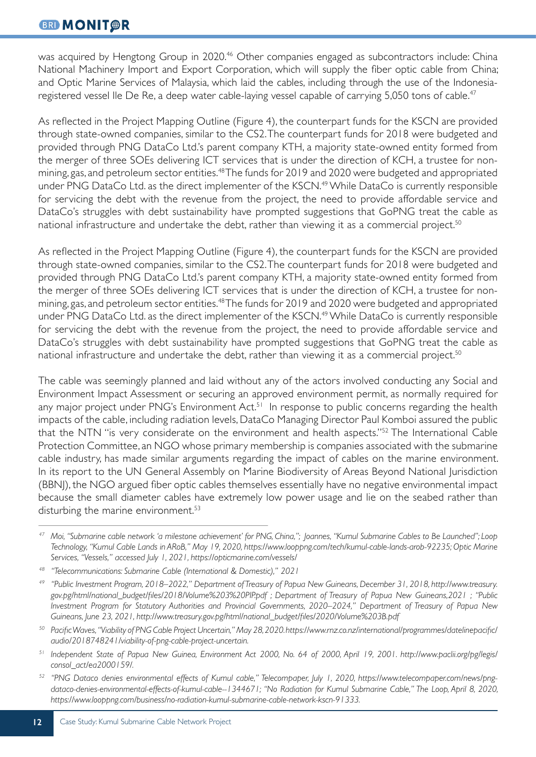was acquired by Hengtong Group in 2020.[46] Other companies engaged as subcontractors include: China National Machinery Import and Export Corporation, which will supply the fiber optic cable from China; and Optic Marine Services of Malaysia, which laid the cables, including through the use of the Indonesia-registered vessel Ile De Re, a deep water cable-laying vessel capable of carrying 5,050 tons of cable.[47]

As reflected in the Project Mapping Outline (Figure 4), the counterpart funds for the KSCN are provided through state-owned companies, similar to the CS2. The counterpart funds for 2018 were budgeted and provided through PNG DataCo Ltd.'s parent company KTH, a majority state-owned entity formed from the merger of three SOEs delivering ICT services that is under the direction of KCH, a trustee for non-mining, gas, and petroleum sector entities.[48] The funds for 2019 and 2020 were budgeted and appropriated under PNG DataCo Ltd. as the direct implementer of the KSCN.[49] While DataCo is currently responsible for servicing the debt with the revenue from the project, the need to provide affordable service and DataCo's struggles with debt sustainability have prompted suggestions that GoPNG treat the cable as national infrastructure and undertake the debt, rather than viewing it as a commercial project.[50]

As reflected in the Project Mapping Outline (Figure 4), the counterpart funds for the KSCN are provided through state-owned companies, similar to the CS2. The counterpart funds for 2018 were budgeted and provided through PNG DataCo Ltd.'s parent company KTH, a majority state-owned entity formed from the merger of three SOEs delivering ICT services that is under the direction of KCH, a trustee for non-mining, gas, and petroleum sector entities.[48] The funds for 2019 and 2020 were budgeted and appropriated under PNG DataCo Ltd. as the direct implementer of the KSCN.[49] While DataCo is currently responsible for servicing the debt with the revenue from the project, the need to provide affordable service and DataCo's struggles with debt sustainability have prompted suggestions that GoPNG treat the cable as national infrastructure and undertake the debt, rather than viewing it as a commercial project.[50]

The cable was seemingly planned and laid without any of the actors involved conducting any Social and Environment Impact Assessment or securing an approved environment permit, as normally required for any major project under PNG's Environment Act.[51] In response to public concerns regarding the health impacts of the cable, including radiation levels, DataCo Managing Director Paul Komboi assured the public that the NTN "is very considerate on the environment and health aspects."[52] The International Cable Protection Committee, an NGO whose primary membership is companies associated with the submarine cable industry, has made similar arguments regarding the impact of cables on the marine environment. In its report to the UN General Assembly on Marine Biodiversity of Areas Beyond National Jurisdiction (BBNJ), the NGO argued fiber optic cables themselves essentially have no negative environmental impact because the small diameter cables have extremely low power usage and lie on the seabed rather than disturbing the marine environment.[53]

---

[47] *Moi, "Submarine cable network 'a milestone achievement' for PNG, China,"; Joannes, "Kumul Submarine Cables to Be Launched"; Loop Technology, "Kumul Cable Lands in ARoB," May 19, 2020, https://www.looppng.com/tech/kumul-cable-lands-arob-92235; Optic Marine Services, "Vessels," accessed July 1, 2021, https://opticmarine.com/vessels/*

[48] *"Telecommunications: Submarine Cable (International & Domestic)," 2021*

[49] *"Public Investment Program, 2018–2022," Department of Treasury of Papua New Guineans, December 31, 2018, http://www.treasury.gov.pg/html/national_budget/files/2018/Volume%203%20PIP.pdf ; Department of Treasury of Papua New Guineans, 2021 ; "Public Investment Program for Statutory Authorities and Provincial Governments, 2020–2024," Department of Treasury of Papua New Guineans, June 23, 2021, http://www.treasury.gov.pg/html/national_budget/files/2020/Volume%203B.pdf*

[50] *Pacific Waves, "Viability of PNG Cable Project Uncertain," May 28, 2020. https://www.rnz.co.nz/international/programmes/datelinepacific/audio/2018748241/viability-of-png-cable-project-uncertain.*

[51] *Independent State of Papua New Guinea, Environment Act 2000, No. 64 of 2000, April 19, 2001. http://www.paclii.org/pg/legis/consol_act/ea2000159/.*

[52] *"PNG Dataco denies environmental effects of Kumul cable," Telecompaper, July 1, 2020, https://www.telecompaper.com/news/png-dataco-denies-environmental-effects-of-kumul-cable--1344671; "No Radiation for Kumul Submarine Cable," The Loop, April 8, 2020, https://www.looppng.com/business/no-radiation-kumul-submarine-cable-network-kscn-91333.*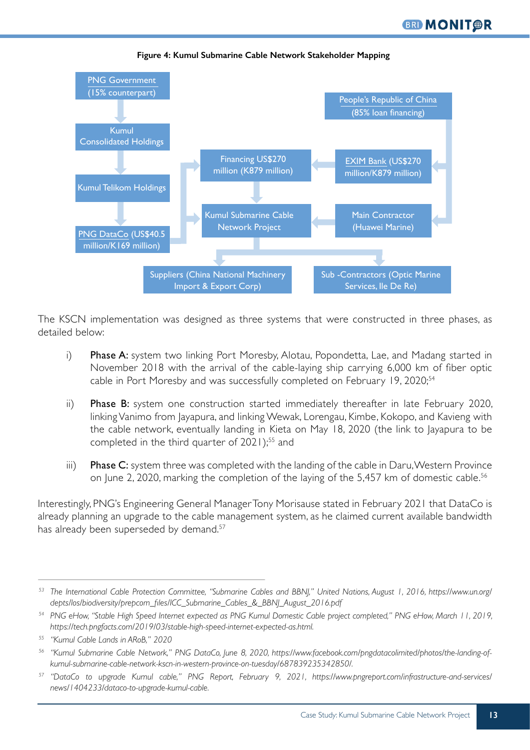**Figure 4: Kumul Submarine Cable Network Stakeholder Mapping**

PNG Government (15% counterpart)

Kumul Consolidated Holdings

Kumul Telikom Holdings

PNG DataCo (US$40.5 million/K169 million)

People's Republic of China (85% loan financing)

Financing US$270 million (K879 million)

EXIM Bank (US$270 million/K879 million)

Kumul Submarine Cable Network Project

Main Contractor (Huawei Marine)

Suppliers (China National Machinery Import & Export Corp)

Sub -Contractors (Optic Marine Services, Ile De Re)

The KSCN implementation was designed as three systems that were constructed in three phases, as detailed below:

i) **Phase A:** system two linking Port Moresby, Alotau, Popondetta, Lae, and Madang started in November 2018 with the arrival of the cable-laying ship carrying 6,000 km of fiber optic cable in Port Moresby and was successfully completed on February 19, 2020;[54]

ii) **Phase B:** system one construction started immediately thereafter in late February 2020, linking Vanimo from Jayapura, and linking Wewak, Lorengau, Kimbe, Kokopo, and Kavieng with the cable network, eventually landing in Kieta on May 18, 2020 (the link to Jayapura to be completed in the third quarter of 2021);[55] and

iii) **Phase C:** system three was completed with the landing of the cable in Daru, Western Province on June 2, 2020, marking the completion of the laying of the 5,457 km of domestic cable.[56]

Interestingly, PNG's Engineering General Manager Tony Morisause stated in February 2021 that DataCo is already planning an upgrade to the cable management system, as he claimed current available bandwidth has already been superseded by demand.[57]

---

[53] *The International Cable Protection Committee, "Submarine Cables and BBNJ," United Nations, August 1, 2016, https://www.un.org/depts/los/biodiversity/prepcom_files/ICC_Submarine_Cables_&_BBNJ_August_2016.pdf*

[54] *PNG eHow, "Stable High Speed Internet expected as PNG Kumul Domestic Cable project completed," PNG eHow, March 11, 2019, https://tech.pngfacts.com/2019/03/stable-high-speed-internet-expected-as.html.*

[55] *"Kumul Cable Lands in ARoB," 2020*

[56] *"Kumul Submarine Cable Network," PNG DataCo, June 8, 2020, https://www.facebook.com/pngdatacolimited/photos/the-landing-of-kumul-submarine-cable-network-kscn-in-western-province-on-tuesday/687839235342850/.*

[57] *"DataCo to upgrade Kumul cable," PNG Report, February 9, 2021, https://www.pngreport.com/infrastructure-and-services/news/1404233/dataco-to-upgrade-kumul-cable.*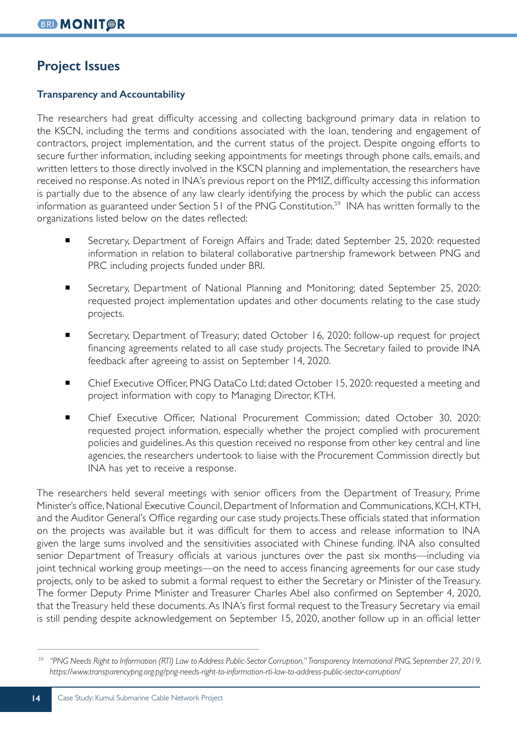## Project Issues

### Transparency and Accountability

The researchers had great difficulty accessing and collecting background primary data in relation to the KSCN, including the terms and conditions associated with the loan, tendering and engagement of contractors, project implementation, and the current status of the project. Despite ongoing efforts to secure further information, including seeking appointments for meetings through phone calls, emails, and written letters to those directly involved in the KSCN planning and implementation, the researchers have received no response. As noted in INA's previous report on the PMIZ, difficulty accessing this information is partially due to the absence of any law clearly identifying the process by which the public can access information as guaranteed under Section 51 of the PNG Constitution.[59] INA has written formally to the organizations listed below on the dates reflected:

- Secretary, Department of Foreign Affairs and Trade; dated September 25, 2020: requested information in relation to bilateral collaborative partnership framework between PNG and PRC including projects funded under BRI.
- Secretary, Department of National Planning and Monitoring; dated September 25, 2020: requested project implementation updates and other documents relating to the case study projects.
- Secretary, Department of Treasury; dated October 16, 2020: follow-up request for project financing agreements related to all case study projects. The Secretary failed to provide INA feedback after agreeing to assist on September 14, 2020.
- Chief Executive Officer, PNG DataCo Ltd; dated October 15, 2020: requested a meeting and project information with copy to Managing Director, KTH.
- Chief Executive Officer, National Procurement Commission; dated October 30, 2020: requested project information, especially whether the project complied with procurement policies and guidelines. As this question received no response from other key central and line agencies, the researchers undertook to liaise with the Procurement Commission directly but INA has yet to receive a response.

The researchers held several meetings with senior officers from the Department of Treasury, Prime Minister's office, National Executive Council, Department of Information and Communications, KCH, KTH, and the Auditor General's Office regarding our case study projects. These officials stated that information on the projects was available but it was difficult for them to access and release information to INA given the large sums involved and the sensitivities associated with Chinese funding. INA also consulted senior Department of Treasury officials at various junctures over the past six months—including via joint technical working group meetings—on the need to access financing agreements for our case study projects, only to be asked to submit a formal request to either the Secretary or Minister of the Treasury. The former Deputy Prime Minister and Treasurer Charles Abel also confirmed on September 4, 2020, that the Treasury held these documents. As INA's first formal request to the Treasury Secretary via email is still pending despite acknowledgement on September 15, 2020, another follow up in an official letter

---

[59] *"PNG Needs Right to Information (RTI) Law to Address Public-Sector Corruption," Transparency International PNG, September 27, 2019, https://www.transparencypng.org.pg/png-needs-right-to-information-rti-law-to-address-public-sector-corruption/*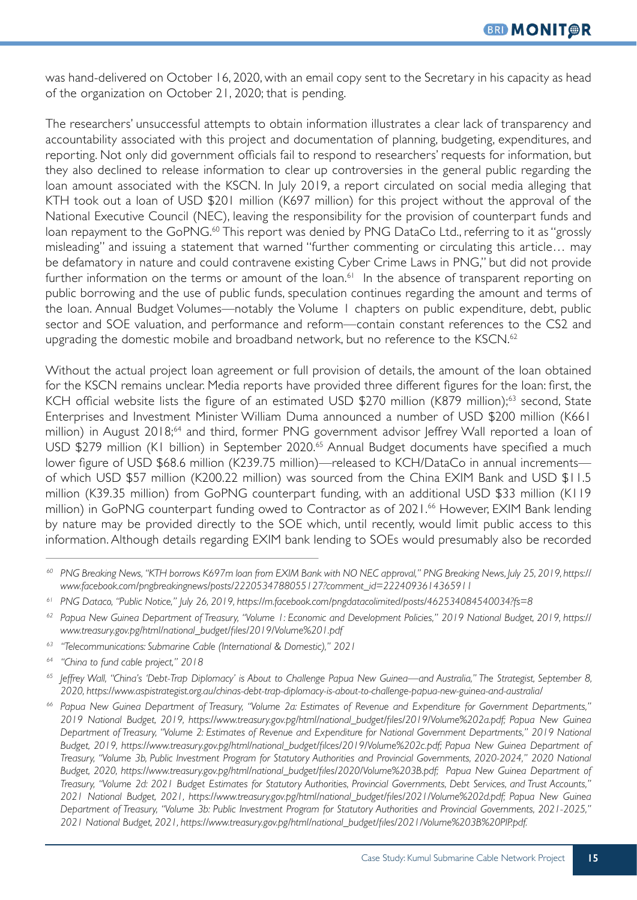was hand-delivered on October 16, 2020, with an email copy sent to the Secretary in his capacity as head of the organization on October 21, 2020; that is pending.

The researchers' unsuccessful attempts to obtain information illustrates a clear lack of transparency and accountability associated with this project and documentation of planning, budgeting, expenditures, and reporting. Not only did government officials fail to respond to researchers' requests for information, but they also declined to release information to clear up controversies in the general public regarding the loan amount associated with the KSCN. In July 2019, a report circulated on social media alleging that KTH took out a loan of USD $201 million (K697 million) for this project without the approval of the National Executive Council (NEC), leaving the responsibility for the provision of counterpart funds and loan repayment to the GoPNG.[60] This report was denied by PNG DataCo Ltd., referring to it as "grossly misleading" and issuing a statement that warned "further commenting or circulating this article… may be defamatory in nature and could contravene existing Cyber Crime Laws in PNG," but did not provide further information on the terms or amount of the loan.[61] In the absence of transparent reporting on public borrowing and the use of public funds, speculation continues regarding the amount and terms of the loan. Annual Budget Volumes—notably the Volume 1 chapters on public expenditure, debt, public sector and SOE valuation, and performance and reform—contain constant references to the CS2 and upgrading the domestic mobile and broadband network, but no reference to the KSCN.[62]

Without the actual project loan agreement or full provision of details, the amount of the loan obtained for the KSCN remains unclear. Media reports have provided three different figures for the loan: first, the KCH official website lists the figure of an estimated USD $270 million (K879 million);[63] second, State Enterprises and Investment Minister William Duma announced a number of USD $200 million (K661 million) in August 2018;[64] and third, former PNG government advisor Jeffrey Wall reported a loan of USD $279 million (K1 billion) in September 2020.[65] Annual Budget documents have specified a much lower figure of USD $68.6 million (K239.75 million)—released to KCH/DataCo in annual increments—of which USD $57 million (K200.22 million) was sourced from the China EXIM Bank and USD $11.5 million (K39.35 million) from GoPNG counterpart funding, with an additional USD $33 million (K119 million) in GoPNG counterpart funding owed to Contractor as of 2021.[66] However, EXIM Bank lending by nature may be provided directly to the SOE which, until recently, would limit public access to this information. Although details regarding EXIM bank lending to SOEs would presumably also be recorded

---

[60] *PNG Breaking News, "KTH borrows K697m loan from EXIM Bank with NO NEC approval," PNG Breaking News, July 25, 2019, https://www.facebook.com/pngbreakingnews/posts/2220534788055127?comment_id=2224093614365911*

[61] *PNG Dataco, "Public Notice," July 26, 2019, https://m.facebook.com/pngdatacolimited/posts/462534084540034?fs=8*

[62] *Papua New Guinea Department of Treasury, "Volume 1: Economic and Development Policies," 2019 National Budget, 2019, https://www.treasury.gov.pg/html/national_budget/files/2019/Volume%201.pdf*

[63] *"Telecommunications: Submarine Cable (International & Domestic)," 2021*

[64] *"China to fund cable project," 2018*

[65] *Jeffrey Wall, "China's 'Debt-Trap Diplomacy' is About to Challenge Papua New Guinea—and Australia," The Strategist, September 8, 2020, https://www.aspistrategist.org.au/chinas-debt-trap-diplomacy-is-about-to-challenge-papua-new-guinea-and-australia/*

[66] *Papua New Guinea Department of Treasury, "Volume 2a: Estimates of Revenue and Expenditure for Government Departments," 2019 National Budget, 2019, https://www.treasury.gov.pg/html/national_budget/files/2019/Volume%202a.pdf; Papua New Guinea Department of Treasury, "Volume 2: Estimates of Revenue and Expenditure for National Government Departments," 2019 National Budget, 2019, https://www.treasury.gov.pg/html/national_budget/filces/2019/Volume%202c.pdf; Papua New Guinea Department of Treasury, "Volume 3b, Public Investment Program for Statutory Authorities and Provincial Governments, 2020-2024," 2020 National Budget, 2020, https://www.treasury.gov.pg/html/national_budget/files/2020/Volume%203B.pdf; Papua New Guinea Department of Treasury, "Volume 2d: 2021 Budget Estimates for Statutory Authorities, Provincial Governments, Debt Services, and Trust Accounts," 2021 National Budget, 2021, https://www.treasury.gov.pg/html/national_budget/files/2021/Volume%202d.pdf; Papua New Guinea Department of Treasury, "Volume 3b: Public Investment Program for Statutory Authorities and Provincial Governments, 2021-2025," 2021 National Budget, 2021, https://www.treasury.gov.pg/html/national_budget/files/2021/Volume%203B%20PIP.pdf.*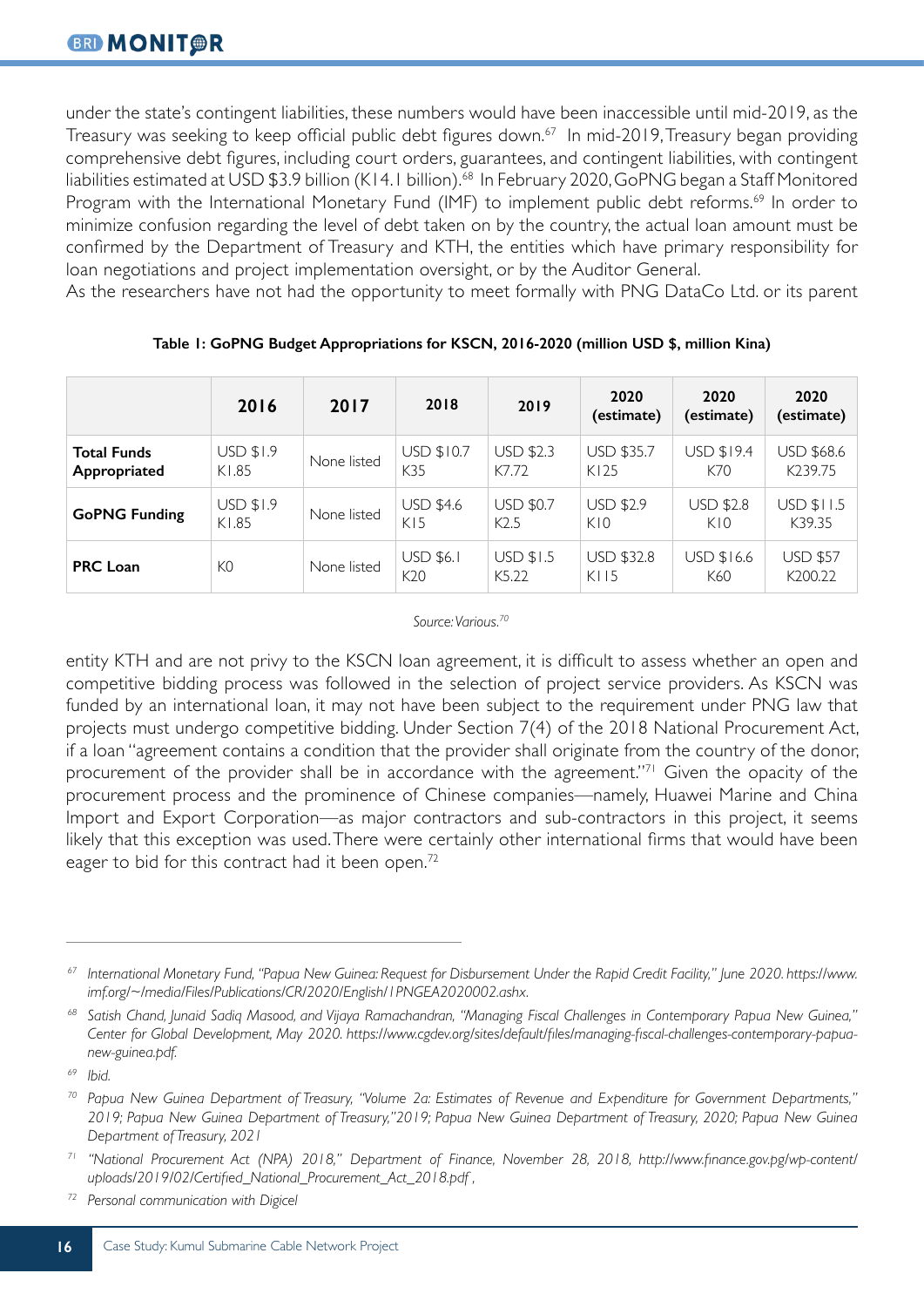under the state's contingent liabilities, these numbers would have been inaccessible until mid-2019, as the Treasury was seeking to keep official public debt figures down.[67] In mid-2019, Treasury began providing comprehensive debt figures, including court orders, guarantees, and contingent liabilities, with contingent liabilities estimated at USD $3.9 billion (K14.1 billion).[68] In February 2020, GoPNG began a Staff Monitored Program with the International Monetary Fund (IMF) to implement public debt reforms.[69] In order to minimize confusion regarding the level of debt taken on by the country, the actual loan amount must be confirmed by the Department of Treasury and KTH, the entities which have primary responsibility for loan negotiations and project implementation oversight, or by the Auditor General.

As the researchers have not had the opportunity to meet formally with PNG DataCo Ltd. or its parent entity KTH and are not privy to the KSCN loan agreement, it is difficult to assess whether an open and competitive bidding process was followed in the selection of project service providers. As KSCN was funded by an international loan, it may not have been subject to the requirement under PNG law that projects must undergo competitive bidding. Under Section 7(4) of the 2018 National Procurement Act, if a loan "agreement contains a condition that the provider shall originate from the country of the donor, procurement of the provider shall be in accordance with the agreement."[71] Given the opacity of the procurement process and the prominence of Chinese companies—namely, Huawei Marine and China Import and Export Corporation—as major contractors and sub-contractors in this project, it seems likely that this exception was used. There were certainly other international firms that would have been eager to bid for this contract had it been open.[72]

**Table 1: GoPNG Budget Appropriations for KSCN, 2016-2020 (million USD $, million Kina)**

| | 2016 | 2017 | 2018 | 2019 | 2020 (estimate) | 2020 (estimate) | 2020 (estimate) |
|---|---|---|---|---|---|---|---|
| **Total Funds Appropriated** | USD $1.9 K1.85 | None listed | USD $10.7 K35 | USD $2.3 K7.72 | USD $35.7 K125 | USD $19.4 K70 | USD $68.6 K239.75 |
| **GoPNG Funding** | USD $1.9 K1.85 | None listed | USD $4.6 K15 | USD $0.7 K2.5 | USD $2.9 K10 | USD $2.8 K10 | USD $11.5 K39.35 |
| **PRC Loan** | K0 | None listed | USD $6.1 K20 | USD $1.5 K5.22 | USD $32.8 K115 | USD $16.6 K60 | USD $57 K200.22 |

*Source: Various.*[70]

---

[67] *International Monetary Fund, "Papua New Guinea: Request for Disbursement Under the Rapid Credit Facility," June 2020. https://www.imf.org/~/media/Files/Publications/CR/2020/English/1PNGEA2020002.ashx.*

[68] *Satish Chand, Junaid Sadiq Masood, and Vijaya Ramachandran, "Managing Fiscal Challenges in Contemporary Papua New Guinea," Center for Global Development, May 2020. https://www.cgdev.org/sites/default/files/managing-fiscal-challenges-contemporary-papua-new-guinea.pdf.*

[69] *Ibid.*

[70] *Papua New Guinea Department of Treasury, "Volume 2a: Estimates of Revenue and Expenditure for Government Departments," 2019; Papua New Guinea Department of Treasury,"2019; Papua New Guinea Department of Treasury, 2020; Papua New Guinea Department of Treasury, 2021*

[71] *"National Procurement Act (NPA) 2018," Department of Finance, November 28, 2018, http://www.finance.gov.pg/wp-content/uploads/2019/02/Certified_National_Procurement_Act_2018.pdf ,*

[72] *Personal communication with Digicel*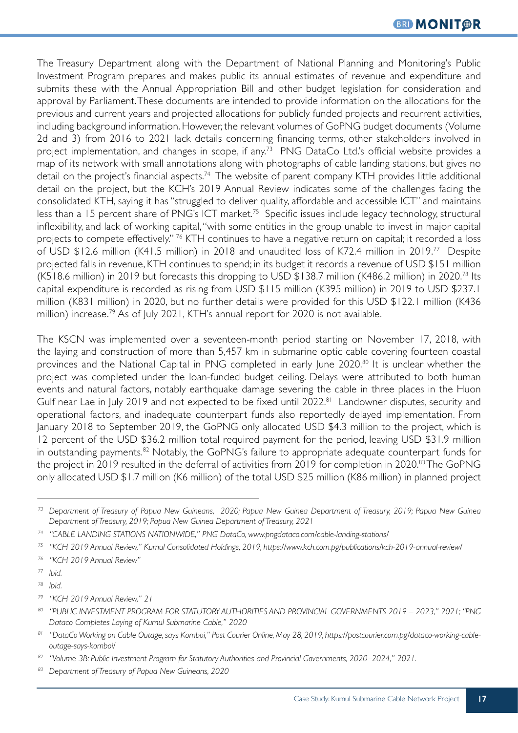The Treasury Department along with the Department of National Planning and Monitoring's Public Investment Program prepares and makes public its annual estimates of revenue and expenditure and submits these with the Annual Appropriation Bill and other budget legislation for consideration and approval by Parliament. These documents are intended to provide information on the allocations for the previous and current years and projected allocations for publicly funded projects and recurrent activities, including background information. However, the relevant volumes of GoPNG budget documents (Volume 2d and 3) from 2016 to 2021 lack details concerning financing terms, other stakeholders involved in project implementation, and changes in scope, if any.[73] PNG DataCo Ltd.'s official website provides a map of its network with small annotations along with photographs of cable landing stations, but gives no detail on the project's financial aspects.[74] The website of parent company KTH provides little additional detail on the project, but the KCH's 2019 Annual Review indicates some of the challenges facing the consolidated KTH, saying it has "struggled to deliver quality, affordable and accessible ICT" and maintains less than a 15 percent share of PNG's ICT market.[75] Specific issues include legacy technology, structural inflexibility, and lack of working capital, "with some entities in the group unable to invest in major capital projects to compete effectively."[76] KTH continues to have a negative return on capital; it recorded a loss of USD $12.6 million (K41.5 million) in 2018 and unaudited loss of K72.4 million in 2019.[77] Despite projected falls in revenue, KTH continues to spend; in its budget it records a revenue of USD $151 million (K518.6 million) in 2019 but forecasts this dropping to USD $138.7 million (K486.2 million) in 2020.[78] Its capital expenditure is recorded as rising from USD $115 million (K395 million) in 2019 to USD $237.1 million (K831 million) in 2020, but no further details were provided for this USD $122.1 million (K436 million) increase.[79] As of July 2021, KTH's annual report for 2020 is not available.

The KSCN was implemented over a seventeen-month period starting on November 17, 2018, with the laying and construction of more than 5,457 km in submarine optic cable covering fourteen coastal provinces and the National Capital in PNG completed in early June 2020.[80] It is unclear whether the project was completed under the loan-funded budget ceiling. Delays were attributed to both human events and natural factors, notably earthquake damage severing the cable in three places in the Huon Gulf near Lae in July 2019 and not expected to be fixed until 2022.[81] Landowner disputes, security and operational factors, and inadequate counterpart funds also reportedly delayed implementation. From January 2018 to September 2019, the GoPNG only allocated USD $4.3 million to the project, which is 12 percent of the USD $36.2 million total required payment for the period, leaving USD $31.9 million in outstanding payments.[82] Notably, the GoPNG's failure to appropriate adequate counterpart funds for the project in 2019 resulted in the deferral of activities from 2019 for completion in 2020.[83] The GoPNG only allocated USD $1.7 million (K6 million) of the total USD $25 million (K86 million) in planned project

---

[73] *Department of Treasury of Papua New Guineans, 2020; Papua New Guinea Department of Treasury, 2019; Papua New Guinea Department of Treasury, 2019; Papua New Guinea Department of Treasury, 2021*

[74] *"CABLE LANDING STATIONS NATIONWIDE," PNG DataCo, www.pngdataco.com/cable-landing-stations/*

[75] *"KCH 2019 Annual Review," Kumul Consolidated Holdings, 2019, https://www.kch.com.pg/publications/kch-2019-annual-review/*

[76] *"KCH 2019 Annual Review"*

[77] *Ibid.*

[78] *Ibid.*

[79] *"KCH 2019 Annual Review," 21*

[80] *"PUBLIC INVESTMENT PROGRAM FOR STATUTORY AUTHORITIES AND PROVINCIAL GOVERNMENTS 2019 – 2023," 2021; "PNG Dataco Completes Laying of Kumul Submarine Cable," 2020*

[81] *"DataCo Working on Cable Outage, says Komboi," Post Courier Online, May 28, 2019, https://postcourier.com.pg/dataco-working-cable-outage-says-komboi/*

[82] *"Volume 3B: Public Investment Program for Statutory Authorities and Provincial Governments, 2020–2024," 2021.*

[83] *Department of Treasury of Papua New Guineans, 2020*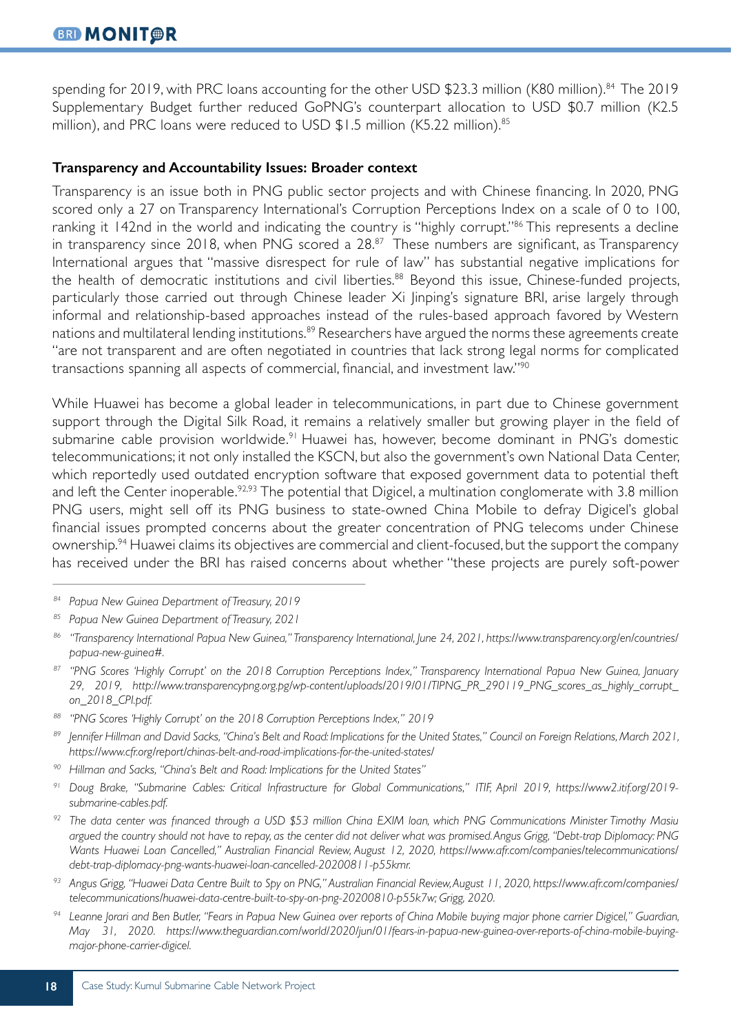spending for 2019, with PRC loans accounting for the other USD $23.3 million (K80 million).[84] The 2019 Supplementary Budget further reduced GoPNG's counterpart allocation to USD $0.7 million (K2.5 million), and PRC loans were reduced to USD $1.5 million (K5.22 million).[85]

**Transparency and Accountability Issues: Broader context**

Transparency is an issue both in PNG public sector projects and with Chinese financing. In 2020, PNG scored only a 27 on Transparency International's Corruption Perceptions Index on a scale of 0 to 100, ranking it 142nd in the world and indicating the country is "highly corrupt."[86] This represents a decline in transparency since 2018, when PNG scored a 28.[87] These numbers are significant, as Transparency International argues that "massive disrespect for rule of law" has substantial negative implications for the health of democratic institutions and civil liberties.[88] Beyond this issue, Chinese-funded projects, particularly those carried out through Chinese leader Xi Jinping's signature BRI, arise largely through informal and relationship-based approaches instead of the rules-based approach favored by Western nations and multilateral lending institutions.[89] Researchers have argued the norms these agreements create "are not transparent and are often negotiated in countries that lack strong legal norms for complicated transactions spanning all aspects of commercial, financial, and investment law."[90]

While Huawei has become a global leader in telecommunications, in part due to Chinese government support through the Digital Silk Road, it remains a relatively smaller but growing player in the field of submarine cable provision worldwide.[91] Huawei has, however, become dominant in PNG's domestic telecommunications; it not only installed the KSCN, but also the government's own National Data Center, which reportedly used outdated encryption software that exposed government data to potential theft and left the Center inoperable.[92,93] The potential that Digicel, a multination conglomerate with 3.8 million PNG users, might sell off its PNG business to state-owned China Mobile to defray Digicel's global financial issues prompted concerns about the greater concentration of PNG telecoms under Chinese ownership.[94] Huawei claims its objectives are commercial and client-focused, but the support the company has received under the BRI has raised concerns about whether "these projects are purely soft-power

---

[84] *Papua New Guinea Department of Treasury, 2019*

[85] *Papua New Guinea Department of Treasury, 2021*

[86] *"Transparency International Papua New Guinea," Transparency International, June 24, 2021, https://www.transparency.org/en/countries/papua-new-guinea#.*

[87] *"PNG Scores 'Highly Corrupt' on the 2018 Corruption Perceptions Index," Transparency International Papua New Guinea, January 29, 2019, http://www.transparencypng.org.pg/wp-content/uploads/2019/01/TIPNG_PR_290119_PNG_scores_as_highly_corrupt_on_2018_CPI.pdf.*

[88] *"PNG Scores 'Highly Corrupt' on the 2018 Corruption Perceptions Index," 2019*

[89] *Jennifer Hillman and David Sacks, "China's Belt and Road: Implications for the United States," Council on Foreign Relations, March 2021, https://www.cfr.org/report/chinas-belt-and-road-implications-for-the-united-states/*

[90] *Hillman and Sacks, "China's Belt and Road: Implications for the United States"*

[91] *Doug Brake, "Submarine Cables: Critical Infrastructure for Global Communications," ITIF, April 2019, https://www2.itif.org/2019-submarine-cables.pdf.*

[92] *The data center was financed through a USD $53 million China EXIM loan, which PNG Communications Minister Timothy Masiu argued the country should not have to repay, as the center did not deliver what was promised. Angus Grigg, "Debt-trap Diplomacy: PNG Wants Huawei Loan Cancelled," Australian Financial Review, August 12, 2020, https://www.afr.com/companies/telecommunications/debt-trap-diplomacy-png-wants-huawei-loan-cancelled-20200811-p55kmr.*

[93] *Angus Grigg, "Huawei Data Centre Built to Spy on PNG," Australian Financial Review, August 11, 2020, https://www.afr.com/companies/telecommunications/huawei-data-centre-built-to-spy-on-png-20200810-p55k7w; Grigg, 2020.*

[94] *Leanne Jorari and Ben Butler, "Fears in Papua New Guinea over reports of China Mobile buying major phone carrier Digicel," Guardian, May 31, 2020. https://www.theguardian.com/world/2020/jun/01/fears-in-papua-new-guinea-over-reports-of-china-mobile-buying-major-phone-carrier-digicel.*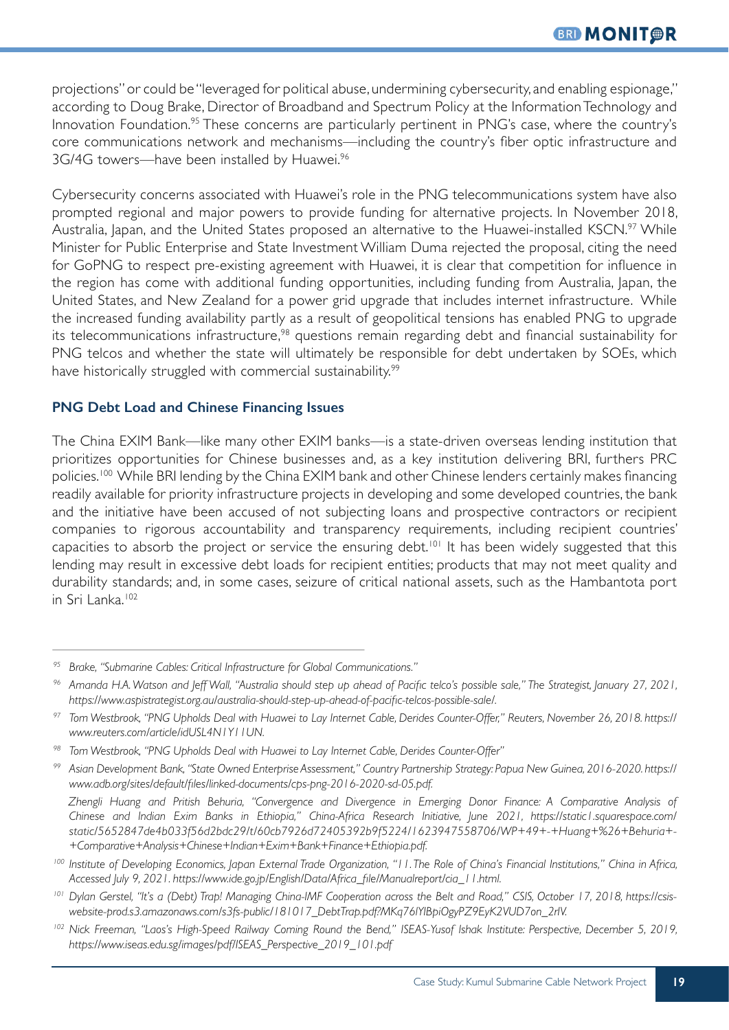projections" or could be "leveraged for political abuse, undermining cybersecurity, and enabling espionage," according to Doug Brake, Director of Broadband and Spectrum Policy at the Information Technology and Innovation Foundation.[95] These concerns are particularly pertinent in PNG's case, where the country's core communications network and mechanisms—including the country's fiber optic infrastructure and 3G/4G towers—have been installed by Huawei.[96]

Cybersecurity concerns associated with Huawei's role in the PNG telecommunications system have also prompted regional and major powers to provide funding for alternative projects. In November 2018, Australia, Japan, and the United States proposed an alternative to the Huawei-installed KSCN.[97] While Minister for Public Enterprise and State Investment William Duma rejected the proposal, citing the need for GoPNG to respect pre-existing agreement with Huawei, it is clear that competition for influence in the region has come with additional funding opportunities, including funding from Australia, Japan, the United States, and New Zealand for a power grid upgrade that includes internet infrastructure. While the increased funding availability partly as a result of geopolitical tensions has enabled PNG to upgrade its telecommunications infrastructure,[98] questions remain regarding debt and financial sustainability for PNG telcos and whether the state will ultimately be responsible for debt undertaken by SOEs, which have historically struggled with commercial sustainability.[99]

### PNG Debt Load and Chinese Financing Issues

The China EXIM Bank—like many other EXIM banks—is a state-driven overseas lending institution that prioritizes opportunities for Chinese businesses and, as a key institution delivering BRI, furthers PRC policies.[100] While BRI lending by the China EXIM bank and other Chinese lenders certainly makes financing readily available for priority infrastructure projects in developing and some developed countries, the bank and the initiative have been accused of not subjecting loans and prospective contractors or recipient companies to rigorous accountability and transparency requirements, including recipient countries' capacities to absorb the project or service the ensuring debt.[101] It has been widely suggested that this lending may result in excessive debt loads for recipient entities; products that may not meet quality and durability standards; and, in some cases, seizure of critical national assets, such as the Hambantota port in Sri Lanka.[102]

---

[95] *Brake, "Submarine Cables: Critical Infrastructure for Global Communications."*

[96] *Amanda H.A. Watson and Jeff Wall, "Australia should step up ahead of Pacific telco's possible sale," The Strategist, January 27, 2021, https://www.aspistrategist.org.au/australia-should-step-up-ahead-of-pacific-telcos-possible-sale/.*

[97] *Tom Westbrook, "PNG Upholds Deal with Huawei to Lay Internet Cable, Derides Counter-Offer," Reuters, November 26, 2018. https://www.reuters.com/article/idUSL4N1Y11UN.*

[98] *Tom Westbrook, "PNG Upholds Deal with Huawei to Lay Internet Cable, Derides Counter-Offer"*

[99] *Asian Development Bank, "State Owned Enterprise Assessment," Country Partnership Strategy: Papua New Guinea, 2016-2020. https://www.adb.org/sites/default/files/linked-documents/cps-png-2016-2020-sd-05.pdf.*

*Zhengli Huang and Pritish Behuria, "Convergence and Divergence in Emerging Donor Finance: A Comparative Analysis of Chinese and Indian Exim Banks in Ethiopia," China-Africa Research Initiative, June 2021, https://static1.squarespace.com/static/5652847de4b033f56d2bdc29/t/60cb7926d72405392b9f5224/1623947558706/WP+49+-+Huang+%26+Behuria+-+Comparative+Analysis+Chinese+Indian+Exim+Bank+Finance+Ethiopia.pdf.*

[100] *Institute of Developing Economics, Japan External Trade Organization, "11. The Role of China's Financial Institutions," China in Africa, Accessed July 9, 2021. https://www.ide.go.jp/English/Data/Africa_file/Manualreport/cia_11.html.*

[101] *Dylan Gerstel, "It's a (Debt) Trap! Managing China-IMF Cooperation across the Belt and Road," CSIS, October 17, 2018, https://csis-website-prod.s3.amazonaws.com/s3fs-public/181017_DebtTrap.pdf?MKq76lYlBpiOgyPZ9EyK2VUD7on_2rlV.*

[102] *Nick Freeman, "Laos's High-Speed Railway Coming Round the Bend," ISEAS-Yusof Ishak Institute: Perspective, December 5, 2019, https://www.iseas.edu.sg/images/pdf/ISEAS_Perspective_2019_101.pdf*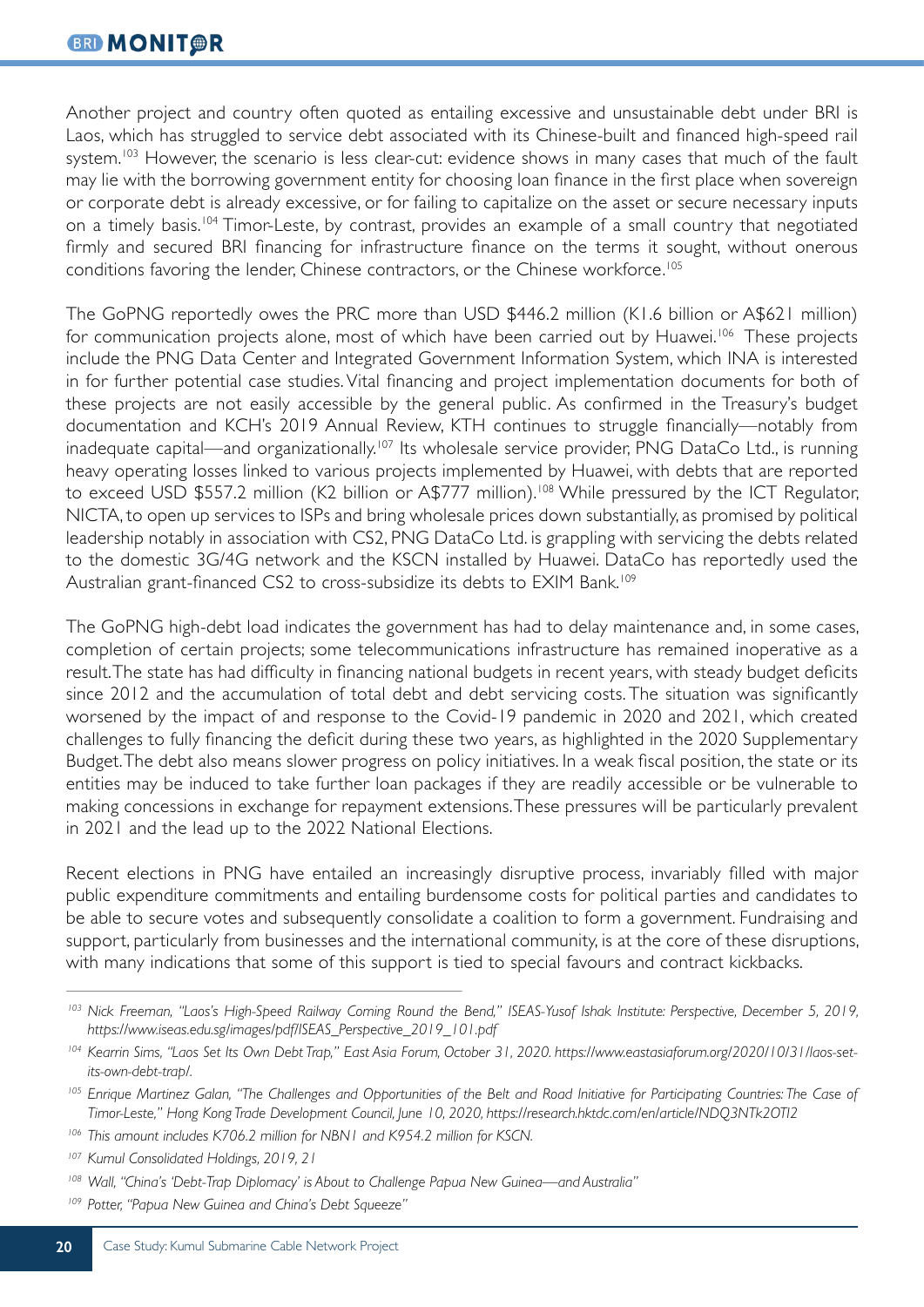Another project and country often quoted as entailing excessive and unsustainable debt under BRI is Laos, which has struggled to service debt associated with its Chinese-built and financed high-speed rail system.[103] However, the scenario is less clear-cut: evidence shows in many cases that much of the fault may lie with the borrowing government entity for choosing loan finance in the first place when sovereign or corporate debt is already excessive, or for failing to capitalize on the asset or secure necessary inputs on a timely basis.[104] Timor-Leste, by contrast, provides an example of a small country that negotiated firmly and secured BRI financing for infrastructure finance on the terms it sought, without onerous conditions favoring the lender, Chinese contractors, or the Chinese workforce.[105]

The GoPNG reportedly owes the PRC more than USD $446.2 million (K1.6 billion or A$621 million) for communication projects alone, most of which have been carried out by Huawei.[106] These projects include the PNG Data Center and Integrated Government Information System, which INA is interested in for further potential case studies. Vital financing and project implementation documents for both of these projects are not easily accessible by the general public. As confirmed in the Treasury's budget documentation and KCH's 2019 Annual Review, KTH continues to struggle financially—notably from inadequate capital—and organizationally.[107] Its wholesale service provider, PNG DataCo Ltd., is running heavy operating losses linked to various projects implemented by Huawei, with debts that are reported to exceed USD $557.2 million (K2 billion or A$777 million).[108] While pressured by the ICT Regulator, NICTA, to open up services to ISPs and bring wholesale prices down substantially, as promised by political leadership notably in association with CS2, PNG DataCo Ltd. is grappling with servicing the debts related to the domestic 3G/4G network and the KSCN installed by Huawei. DataCo has reportedly used the Australian grant-financed CS2 to cross-subsidize its debts to EXIM Bank.[109]

The GoPNG high-debt load indicates the government has had to delay maintenance and, in some cases, completion of certain projects; some telecommunications infrastructure has remained inoperative as a result. The state has had difficulty in financing national budgets in recent years, with steady budget deficits since 2012 and the accumulation of total debt and debt servicing costs. The situation was significantly worsened by the impact of and response to the Covid-19 pandemic in 2020 and 2021, which created challenges to fully financing the deficit during these two years, as highlighted in the 2020 Supplementary Budget. The debt also means slower progress on policy initiatives. In a weak fiscal position, the state or its entities may be induced to take further loan packages if they are readily accessible or be vulnerable to making concessions in exchange for repayment extensions. These pressures will be particularly prevalent in 2021 and the lead up to the 2022 National Elections.

Recent elections in PNG have entailed an increasingly disruptive process, invariably filled with major public expenditure commitments and entailing burdensome costs for political parties and candidates to be able to secure votes and subsequently consolidate a coalition to form a government. Fundraising and support, particularly from businesses and the international community, is at the core of these disruptions, with many indications that some of this support is tied to special favours and contract kickbacks.

---

[103] *Nick Freeman, "Laos's High-Speed Railway Coming Round the Bend," ISEAS-Yusof Ishak Institute: Perspective, December 5, 2019, https://www.iseas.edu.sg/images/pdf/ISEAS_Perspective_2019_101.pdf*

[104] *Kearrin Sims, "Laos Set Its Own Debt Trap," East Asia Forum, October 31, 2020. https://www.eastasiaforum.org/2020/10/31/laos-set-its-own-debt-trap/.*

[105] *Enrique Martinez Galan, "The Challenges and Opportunities of the Belt and Road Initiative for Participating Countries: The Case of Timor-Leste," Hong Kong Trade Development Council, June 10, 2020, https://research.hktdc.com/en/article/NDQ3NTk2OTI2*

[106] *This amount includes K706.2 million for NBN1 and K954.2 million for KSCN.*

[107] *Kumul Consolidated Holdings, 2019, 21*

[108] *Wall, "China's 'Debt-Trap Diplomacy' is About to Challenge Papua New Guinea—and Australia"*

[109] *Potter, "Papua New Guinea and China's Debt Squeeze"*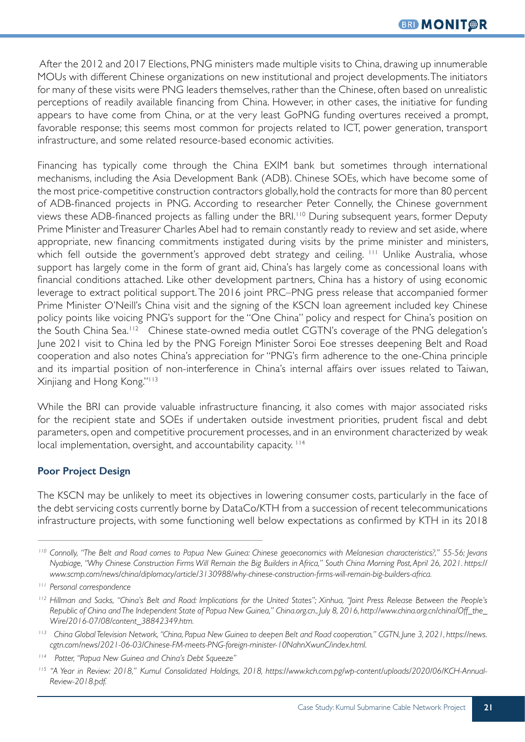After the 2012 and 2017 Elections, PNG ministers made multiple visits to China, drawing up innumerable MOUs with different Chinese organizations on new institutional and project developments. The initiators for many of these visits were PNG leaders themselves, rather than the Chinese, often based on unrealistic perceptions of readily available financing from China. However, in other cases, the initiative for funding appears to have come from China, or at the very least GoPNG funding overtures received a prompt, favorable response; this seems most common for projects related to ICT, power generation, transport infrastructure, and some related resource-based economic activities.

Financing has typically come through the China EXIM bank but sometimes through international mechanisms, including the Asia Development Bank (ADB). Chinese SOEs, which have become some of the most price-competitive construction contractors globally, hold the contracts for more than 80 percent of ADB-financed projects in PNG. According to researcher Peter Connelly, the Chinese government views these ADB-financed projects as falling under the BRI.[110] During subsequent years, former Deputy Prime Minister and Treasurer Charles Abel had to remain constantly ready to review and set aside, where appropriate, new financing commitments instigated during visits by the prime minister and ministers, which fell outside the government's approved debt strategy and ceiling. [111] Unlike Australia, whose support has largely come in the form of grant aid, China's has largely come as concessional loans with financial conditions attached. Like other development partners, China has a history of using economic leverage to extract political support. The 2016 joint PRC–PNG press release that accompanied former Prime Minister O'Neill's China visit and the signing of the KSCN loan agreement included key Chinese policy points like voicing PNG's support for the "One China" policy and respect for China's position on the South China Sea.[112] Chinese state-owned media outlet CGTN's coverage of the PNG delegation's June 2021 visit to China led by the PNG Foreign Minister Soroi Eoe stresses deepening Belt and Road cooperation and also notes China's appreciation for "PNG's firm adherence to the one-China principle and its impartial position of non-interference in China's internal affairs over issues related to Taiwan, Xinjiang and Hong Kong."[113]

While the BRI can provide valuable infrastructure financing, it also comes with major associated risks for the recipient state and SOEs if undertaken outside investment priorities, prudent fiscal and debt parameters, open and competitive procurement processes, and in an environment characterized by weak local implementation, oversight, and accountability capacity. [114]

### Poor Project Design

The KSCN may be unlikely to meet its objectives in lowering consumer costs, particularly in the face of the debt servicing costs currently borne by DataCo/KTH from a succession of recent telecommunications infrastructure projects, with some functioning well below expectations as confirmed by KTH in its 2018

---

[110] *Connolly, "The Belt and Road comes to Papua New Guinea: Chinese geoeconomics with Melanesian characteristics?," 55-56; Jevans Nyabiage, "Why Chinese Construction Firms Will Remain the Big Builders in Africa," South China Morning Post, April 26, 2021. https://www.scmp.com/news/china/diplomacy/article/3130988/why-chinese-construction-firms-will-remain-big-builders-africa.*

[111] *Personal correspondence*

[112] *Hillman and Sacks, "China's Belt and Road: Implications for the United States"; Xinhua, "Joint Press Release Between the People's Republic of China and The Independent State of Papua New Guinea," China.org.cn., July 8, 2016, http://www.china.org.cn/china/Off_the_Wire/2016-07/08/content_38842349.htm.*

[113] *China Global Television Network, "China, Papua New Guinea to deepen Belt and Road cooperation," CGTN, June 3, 2021, https://news.cgtn.com/news/2021-06-03/Chinese-FM-meets-PNG-foreign-minister-10NahnXwunC/index.html.*

[114] *Potter, "Papua New Guinea and China's Debt Squeeze"*

[115] *"A Year in Review: 2018," Kumul Consolidated Holdings, 2018, https://www.kch.com.pg/wp-content/uploads/2020/06/KCH-Annual-Review-2018.pdf.*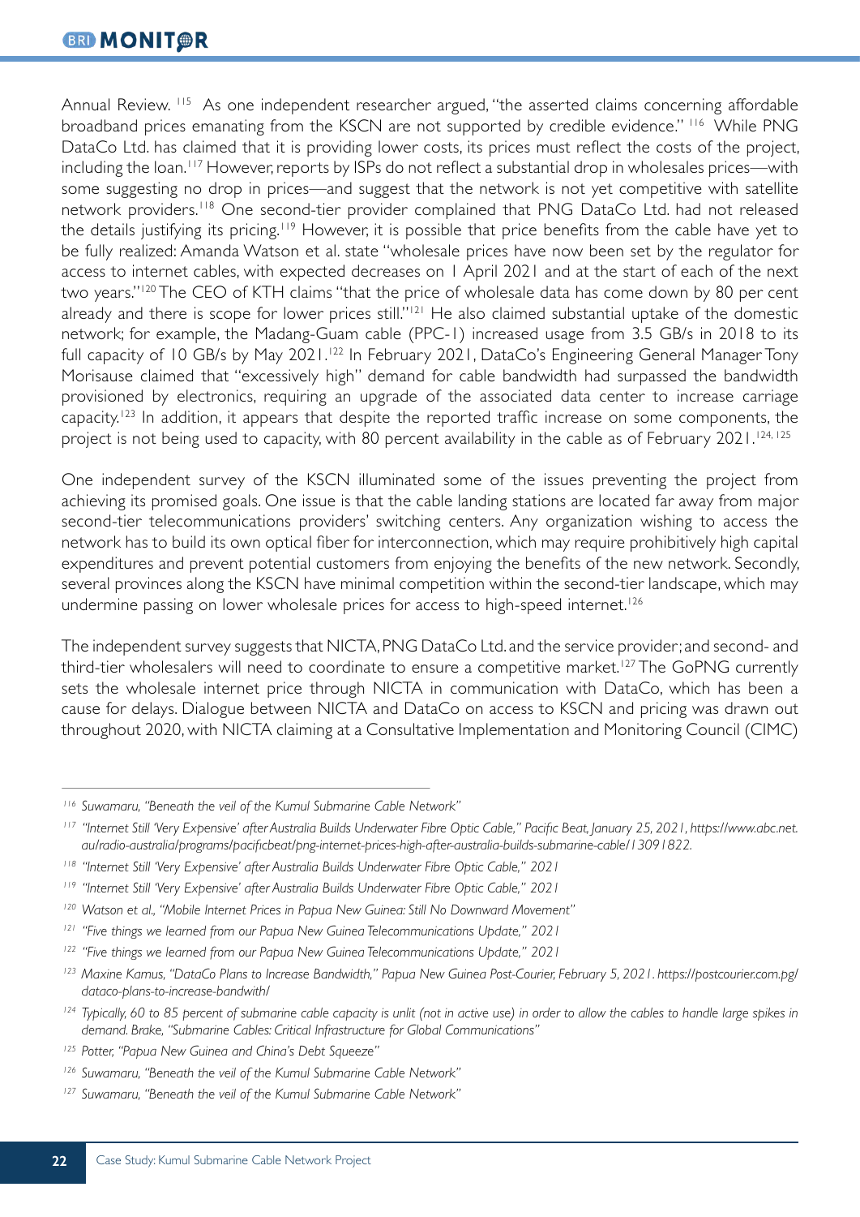Annual Review. [115] As one independent researcher argued, "the asserted claims concerning affordable broadband prices emanating from the KSCN are not supported by credible evidence." [116] While PNG DataCo Ltd. has claimed that it is providing lower costs, its prices must reflect the costs of the project, including the loan.[117] However, reports by ISPs do not reflect a substantial drop in wholesales prices—with some suggesting no drop in prices—and suggest that the network is not yet competitive with satellite network providers.[118] One second-tier provider complained that PNG DataCo Ltd. had not released the details justifying its pricing.[119] However, it is possible that price benefits from the cable have yet to be fully realized: Amanda Watson et al. state "wholesale prices have now been set by the regulator for access to internet cables, with expected decreases on 1 April 2021 and at the start of each of the next two years."[120] The CEO of KTH claims "that the price of wholesale data has come down by 80 per cent already and there is scope for lower prices still."[121] He also claimed substantial uptake of the domestic network; for example, the Madang-Guam cable (PPC-1) increased usage from 3.5 GB/s in 2018 to its full capacity of 10 GB/s by May 2021.[122] In February 2021, DataCo's Engineering General Manager Tony Morisause claimed that "excessively high" demand for cable bandwidth had surpassed the bandwidth provisioned by electronics, requiring an upgrade of the associated data center to increase carriage capacity.[123] In addition, it appears that despite the reported traffic increase on some components, the project is not being used to capacity, with 80 percent availability in the cable as of February 2021.[124, 125]

One independent survey of the KSCN illuminated some of the issues preventing the project from achieving its promised goals. One issue is that the cable landing stations are located far away from major second-tier telecommunications providers' switching centers. Any organization wishing to access the network has to build its own optical fiber for interconnection, which may require prohibitively high capital expenditures and prevent potential customers from enjoying the benefits of the new network. Secondly, several provinces along the KSCN have minimal competition within the second-tier landscape, which may undermine passing on lower wholesale prices for access to high-speed internet.[126]

The independent survey suggests that NICTA, PNG DataCo Ltd. and the service provider; and second- and third-tier wholesalers will need to coordinate to ensure a competitive market.[127] The GoPNG currently sets the wholesale internet price through NICTA in communication with DataCo, which has been a cause for delays. Dialogue between NICTA and DataCo on access to KSCN and pricing was drawn out throughout 2020, with NICTA claiming at a Consultative Implementation and Monitoring Council (CIMC)

---

[116] *Suwamaru, "Beneath the veil of the Kumul Submarine Cable Network"*

[117] *"Internet Still 'Very Expensive' after Australia Builds Underwater Fibre Optic Cable," Pacific Beat, January 25, 2021, https://www.abc.net.au/radio-australia/programs/pacificbeat/png-internet-prices-high-after-australia-builds-submarine-cable/13091822.*

[118] *"Internet Still 'Very Expensive' after Australia Builds Underwater Fibre Optic Cable," 2021*

[119] *"Internet Still 'Very Expensive' after Australia Builds Underwater Fibre Optic Cable," 2021*

[120] *Watson et al., "Mobile Internet Prices in Papua New Guinea: Still No Downward Movement"*

[121] *"Five things we learned from our Papua New Guinea Telecommunications Update," 2021*

[122] *"Five things we learned from our Papua New Guinea Telecommunications Update," 2021*

[123] *Maxine Kamus, "DataCo Plans to Increase Bandwidth," Papua New Guinea Post-Courier, February 5, 2021. https://postcourier.com.pg/dataco-plans-to-increase-bandwith/*

[124] *Typically, 60 to 85 percent of submarine cable capacity is unlit (not in active use) in order to allow the cables to handle large spikes in demand. Brake, "Submarine Cables: Critical Infrastructure for Global Communications"*

[125] *Potter, "Papua New Guinea and China's Debt Squeeze"*

[126] *Suwamaru, "Beneath the veil of the Kumul Submarine Cable Network"*

[127] *Suwamaru, "Beneath the veil of the Kumul Submarine Cable Network"*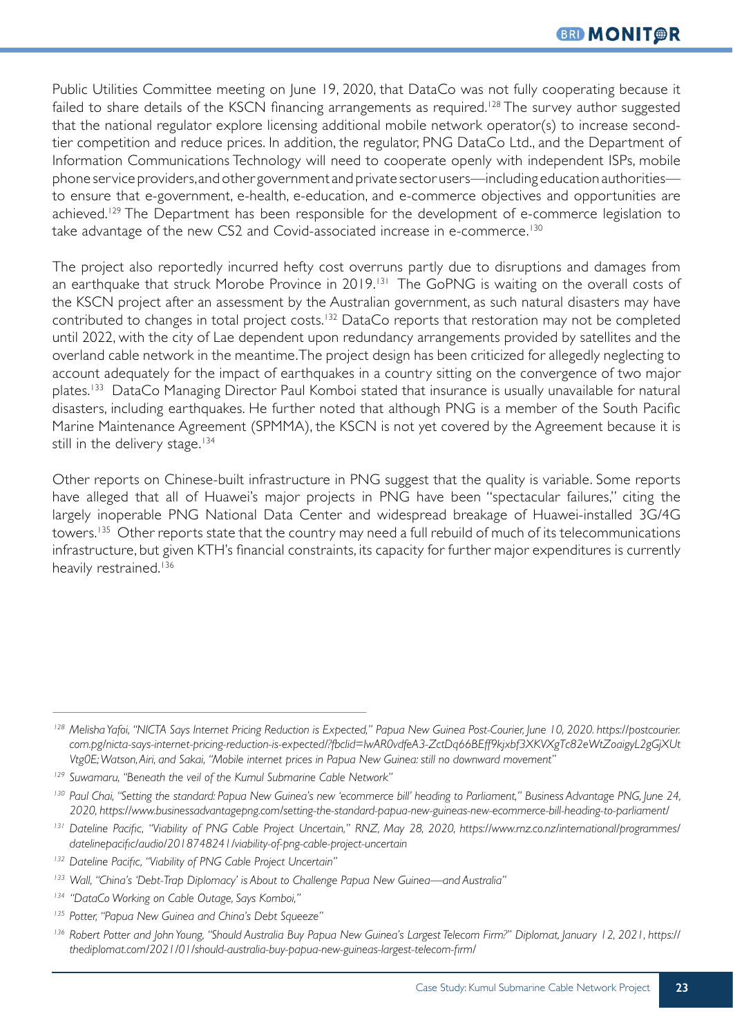Public Utilities Committee meeting on June 19, 2020, that DataCo was not fully cooperating because it failed to share details of the KSCN financing arrangements as required.[128] The survey author suggested that the national regulator explore licensing additional mobile network operator(s) to increase second-tier competition and reduce prices. In addition, the regulator, PNG DataCo Ltd., and the Department of Information Communications Technology will need to cooperate openly with independent ISPs, mobile phone service providers, and other government and private sector users—including education authorities—to ensure that e-government, e-health, e-education, and e-commerce objectives and opportunities are achieved.[129] The Department has been responsible for the development of e-commerce legislation to take advantage of the new CS2 and Covid-associated increase in e-commerce.[130]

The project also reportedly incurred hefty cost overruns partly due to disruptions and damages from an earthquake that struck Morobe Province in 2019.[131] The GoPNG is waiting on the overall costs of the KSCN project after an assessment by the Australian government, as such natural disasters may have contributed to changes in total project costs.[132] DataCo reports that restoration may not be completed until 2022, with the city of Lae dependent upon redundancy arrangements provided by satellites and the overland cable network in the meantime. The project design has been criticized for allegedly neglecting to account adequately for the impact of earthquakes in a country sitting on the convergence of two major plates.[133] DataCo Managing Director Paul Komboi stated that insurance is usually unavailable for natural disasters, including earthquakes. He further noted that although PNG is a member of the South Pacific Marine Maintenance Agreement (SPMMA), the KSCN is not yet covered by the Agreement because it is still in the delivery stage.[134]

Other reports on Chinese-built infrastructure in PNG suggest that the quality is variable. Some reports have alleged that all of Huawei's major projects in PNG have been "spectacular failures," citing the largely inoperable PNG National Data Center and widespread breakage of Huawei-installed 3G/4G towers.[135] Other reports state that the country may need a full rebuild of much of its telecommunications infrastructure, but given KTH's financial constraints, its capacity for further major expenditures is currently heavily restrained.[136]

---

[128] *Melisha Yafoi, "NICTA Says Internet Pricing Reduction is Expected," Papua New Guinea Post-Courier, June 10, 2020. https://postcourier.com.pg/nicta-says-internet-pricing-reduction-is-expected/?fbclid=IwAR0vdfeA3-ZctDq66BEff9kjxbf3XKVXgTc82eWtZoaigyL2gGjXUtVtg0E; Watson, Airi, and Sakai, "Mobile internet prices in Papua New Guinea: still no downward movement"*

[129] *Suwamaru, "Beneath the veil of the Kumul Submarine Cable Network"*

[130] *Paul Chai, "Setting the standard: Papua New Guinea's new 'ecommerce bill' heading to Parliament," Business Advantage PNG, June 24, 2020, https://www.businessadvantagepng.com/setting-the-standard-papua-new-guineas-new-ecommerce-bill-heading-to-parliament/*

[131] *Dateline Pacific, "Viability of PNG Cable Project Uncertain," RNZ, May 28, 2020, https://www.rnz.co.nz/international/programmes/datelinepacific/audio/2018748241/viability-of-png-cable-project-uncertain*

[132] *Dateline Pacific, "Viability of PNG Cable Project Uncertain"*

[133] *Wall, "China's 'Debt-Trap Diplomacy' is About to Challenge Papua New Guinea—and Australia"*

[134] *"DataCo Working on Cable Outage, Says Komboi,"*

[135] *Potter, "Papua New Guinea and China's Debt Squeeze"*

[136] *Robert Potter and John Young, "Should Australia Buy Papua New Guinea's Largest Telecom Firm?" Diplomat, January 12, 2021, https://thediplomat.com/2021/01/should-australia-buy-papua-new-guineas-largest-telecom-firm/*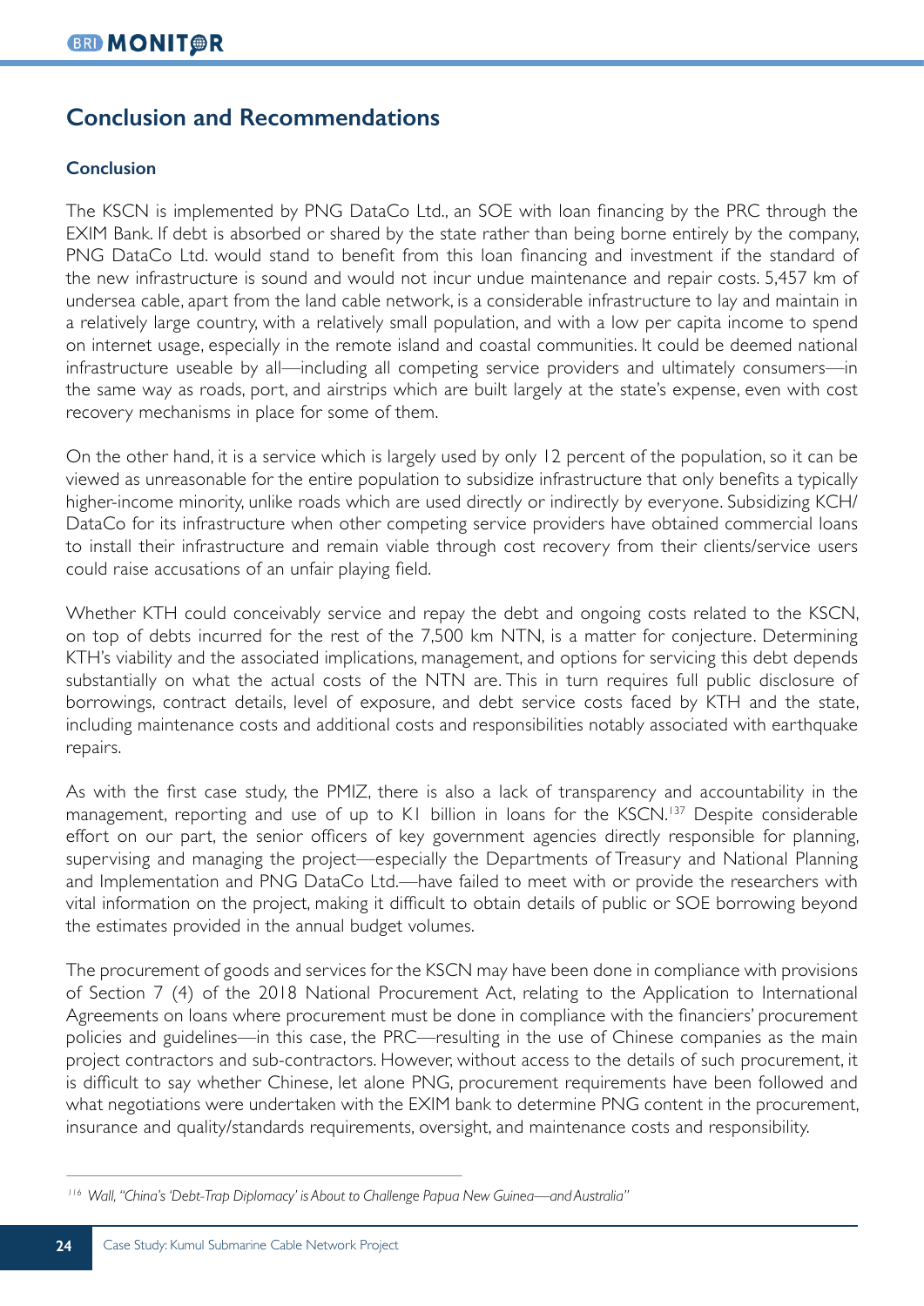## Conclusion and Recommendations

### Conclusion

The KSCN is implemented by PNG DataCo Ltd., an SOE with loan financing by the PRC through the EXIM Bank. If debt is absorbed or shared by the state rather than being borne entirely by the company, PNG DataCo Ltd. would stand to benefit from this loan financing and investment if the standard of the new infrastructure is sound and would not incur undue maintenance and repair costs. 5,457 km of undersea cable, apart from the land cable network, is a considerable infrastructure to lay and maintain in a relatively large country, with a relatively small population, and with a low per capita income to spend on internet usage, especially in the remote island and coastal communities. It could be deemed national infrastructure useable by all—including all competing service providers and ultimately consumers—in the same way as roads, port, and airstrips which are built largely at the state's expense, even with cost recovery mechanisms in place for some of them.

On the other hand, it is a service which is largely used by only 12 percent of the population, so it can be viewed as unreasonable for the entire population to subsidize infrastructure that only benefits a typically higher-income minority, unlike roads which are used directly or indirectly by everyone. Subsidizing KCH/DataCo for its infrastructure when other competing service providers have obtained commercial loans to install their infrastructure and remain viable through cost recovery from their clients/service users could raise accusations of an unfair playing field.

Whether KTH could conceivably service and repay the debt and ongoing costs related to the KSCN, on top of debts incurred for the rest of the 7,500 km NTN, is a matter for conjecture. Determining KTH's viability and the associated implications, management, and options for servicing this debt depends substantially on what the actual costs of the NTN are. This in turn requires full public disclosure of borrowings, contract details, level of exposure, and debt service costs faced by KTH and the state, including maintenance costs and additional costs and responsibilities notably associated with earthquake repairs.

As with the first case study, the PMIZ, there is also a lack of transparency and accountability in the management, reporting and use of up to K1 billion in loans for the KSCN.[137] Despite considerable effort on our part, the senior officers of key government agencies directly responsible for planning, supervising and managing the project—especially the Departments of Treasury and National Planning and Implementation and PNG DataCo Ltd.—have failed to meet with or provide the researchers with vital information on the project, making it difficult to obtain details of public or SOE borrowing beyond the estimates provided in the annual budget volumes.

The procurement of goods and services for the KSCN may have been done in compliance with provisions of Section 7 (4) of the 2018 National Procurement Act, relating to the Application to International Agreements on loans where procurement must be done in compliance with the financiers' procurement policies and guidelines—in this case, the PRC—resulting in the use of Chinese companies as the main project contractors and sub-contractors. However, without access to the details of such procurement, it is difficult to say whether Chinese, let alone PNG, procurement requirements have been followed and what negotiations were undertaken with the EXIM bank to determine PNG content in the procurement, insurance and quality/standards requirements, oversight, and maintenance costs and responsibility.

---

[116] *Wall, "China's 'Debt-Trap Diplomacy' is About to Challenge Papua New Guinea—and Australia"*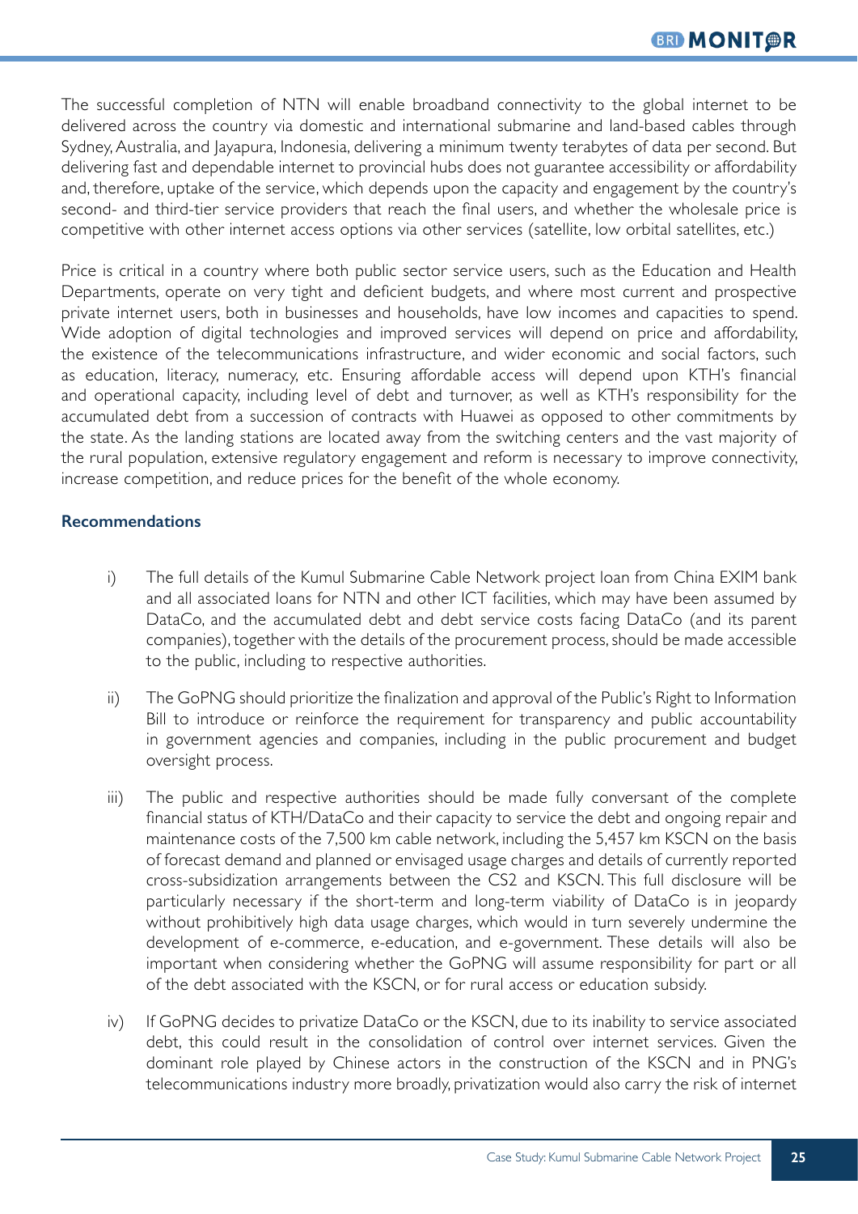The successful completion of NTN will enable broadband connectivity to the global internet to be delivered across the country via domestic and international submarine and land-based cables through Sydney, Australia, and Jayapura, Indonesia, delivering a minimum twenty terabytes of data per second. But delivering fast and dependable internet to provincial hubs does not guarantee accessibility or affordability and, therefore, uptake of the service, which depends upon the capacity and engagement by the country's second- and third-tier service providers that reach the final users, and whether the wholesale price is competitive with other internet access options via other services (satellite, low orbital satellites, etc.)

Price is critical in a country where both public sector service users, such as the Education and Health Departments, operate on very tight and deficient budgets, and where most current and prospective private internet users, both in businesses and households, have low incomes and capacities to spend. Wide adoption of digital technologies and improved services will depend on price and affordability, the existence of the telecommunications infrastructure, and wider economic and social factors, such as education, literacy, numeracy, etc. Ensuring affordable access will depend upon KTH's financial and operational capacity, including level of debt and turnover, as well as KTH's responsibility for the accumulated debt from a succession of contracts with Huawei as opposed to other commitments by the state. As the landing stations are located away from the switching centers and the vast majority of the rural population, extensive regulatory engagement and reform is necessary to improve connectivity, increase competition, and reduce prices for the benefit of the whole economy.

**Recommendations**

i) The full details of the Kumul Submarine Cable Network project loan from China EXIM bank and all associated loans for NTN and other ICT facilities, which may have been assumed by DataCo, and the accumulated debt and debt service costs facing DataCo (and its parent companies), together with the details of the procurement process, should be made accessible to the public, including to respective authorities.

ii) The GoPNG should prioritize the finalization and approval of the Public's Right to Information Bill to introduce or reinforce the requirement for transparency and public accountability in government agencies and companies, including in the public procurement and budget oversight process.

iii) The public and respective authorities should be made fully conversant of the complete financial status of KTH/DataCo and their capacity to service the debt and ongoing repair and maintenance costs of the 7,500 km cable network, including the 5,457 km KSCN on the basis of forecast demand and planned or envisaged usage charges and details of currently reported cross-subsidization arrangements between the CS2 and KSCN. This full disclosure will be particularly necessary if the short-term and long-term viability of DataCo is in jeopardy without prohibitively high data usage charges, which would in turn severely undermine the development of e-commerce, e-education, and e-government. These details will also be important when considering whether the GoPNG will assume responsibility for part or all of the debt associated with the KSCN, or for rural access or education subsidy.

iv) If GoPNG decides to privatize DataCo or the KSCN, due to its inability to service associated debt, this could result in the consolidation of control over internet services. Given the dominant role played by Chinese actors in the construction of the KSCN and in PNG's telecommunications industry more broadly, privatization would also carry the risk of internet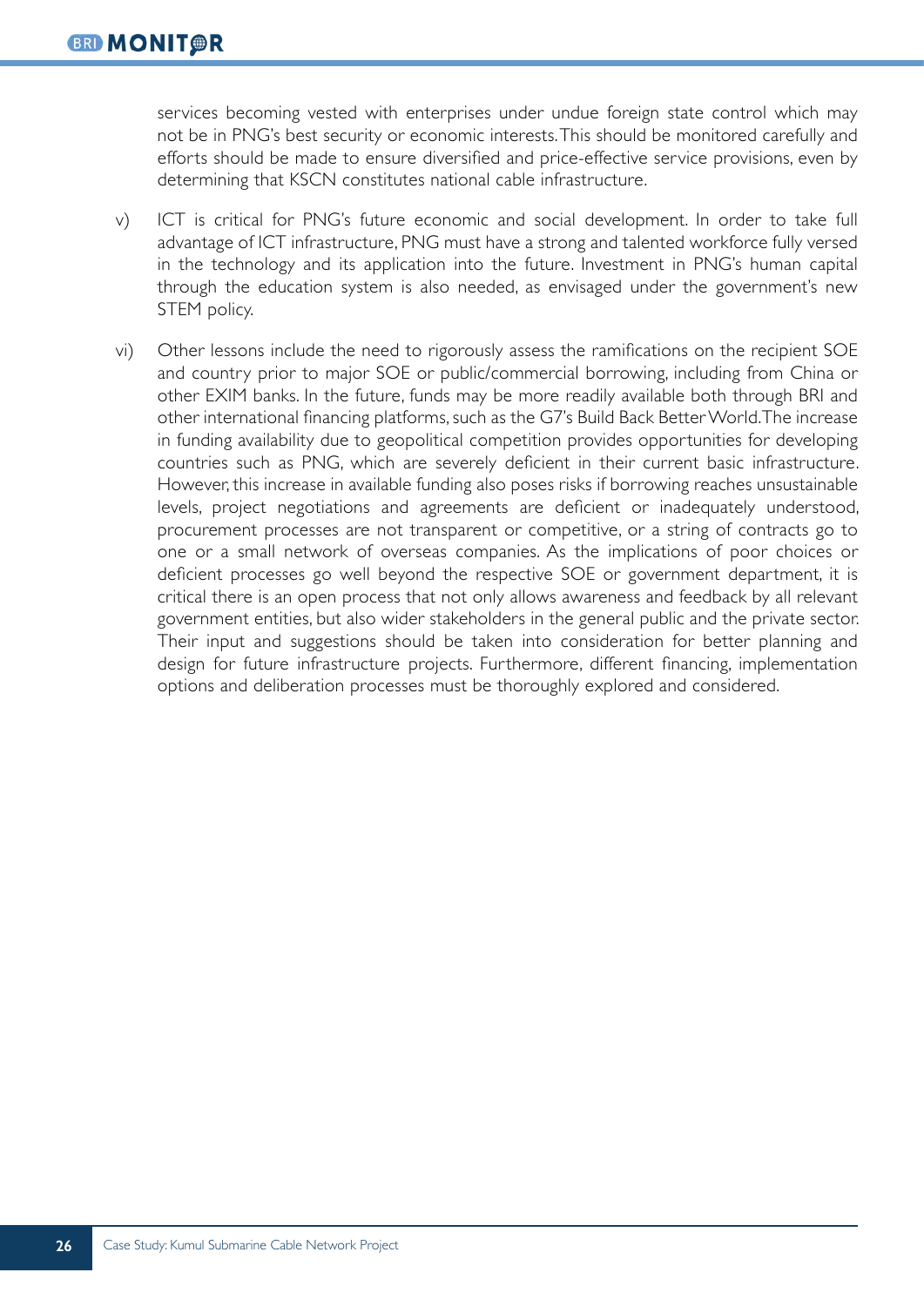services becoming vested with enterprises under undue foreign state control which may not be in PNG's best security or economic interests. This should be monitored carefully and efforts should be made to ensure diversified and price-effective service provisions, even by determining that KSCN constitutes national cable infrastructure.

v) ICT is critical for PNG's future economic and social development. In order to take full advantage of ICT infrastructure, PNG must have a strong and talented workforce fully versed in the technology and its application into the future. Investment in PNG's human capital through the education system is also needed, as envisaged under the government's new STEM policy.

vi) Other lessons include the need to rigorously assess the ramifications on the recipient SOE and country prior to major SOE or public/commercial borrowing, including from China or other EXIM banks. In the future, funds may be more readily available both through BRI and other international financing platforms, such as the G7's Build Back Better World. The increase in funding availability due to geopolitical competition provides opportunities for developing countries such as PNG, which are severely deficient in their current basic infrastructure. However, this increase in available funding also poses risks if borrowing reaches unsustainable levels, project negotiations and agreements are deficient or inadequately understood, procurement processes are not transparent or competitive, or a string of contracts go to one or a small network of overseas companies. As the implications of poor choices or deficient processes go well beyond the respective SOE or government department, it is critical there is an open process that not only allows awareness and feedback by all relevant government entities, but also wider stakeholders in the general public and the private sector. Their input and suggestions should be taken into consideration for better planning and design for future infrastructure projects. Furthermore, different financing, implementation options and deliberation processes must be thoroughly explored and considered.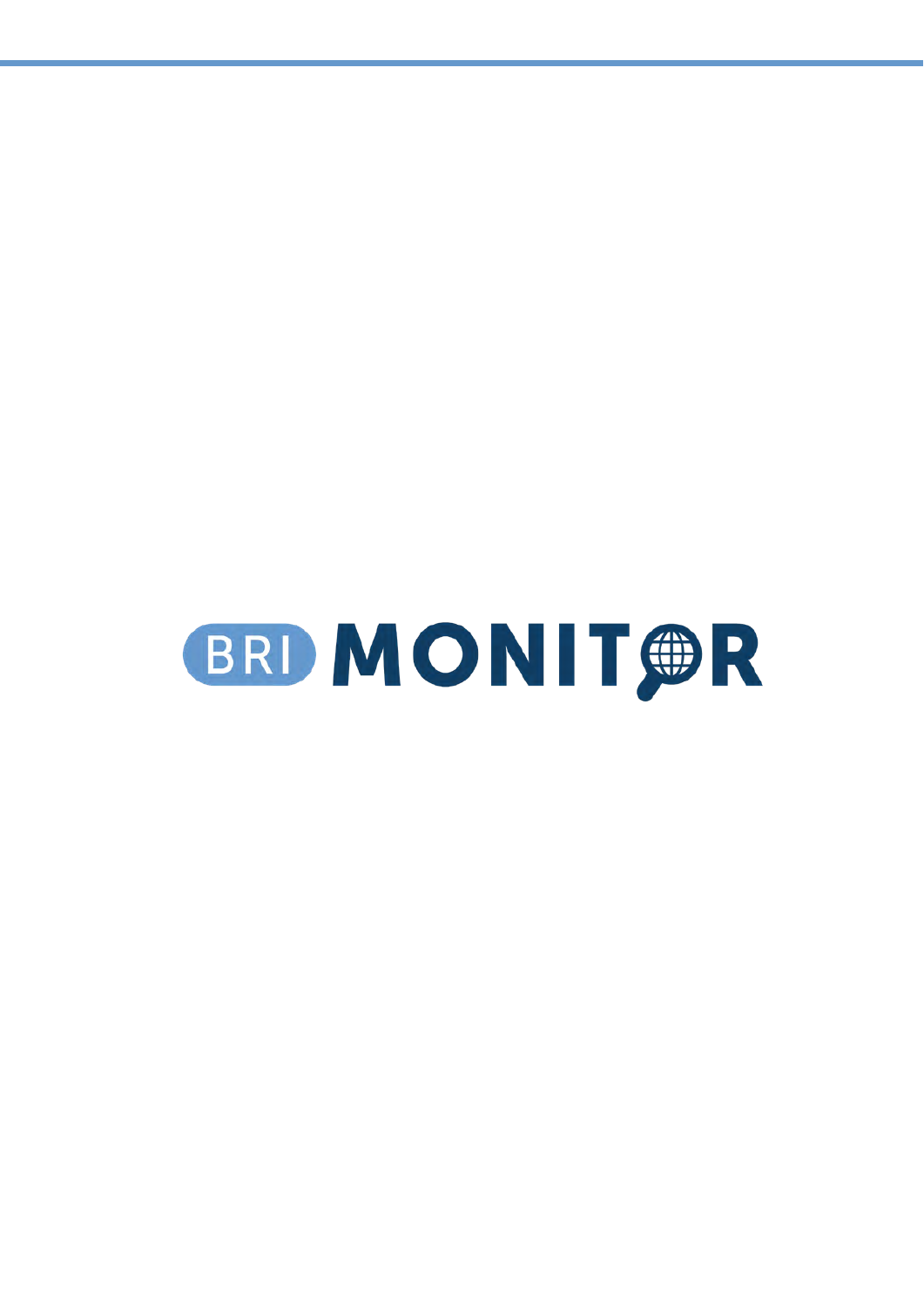BRI MONITOR